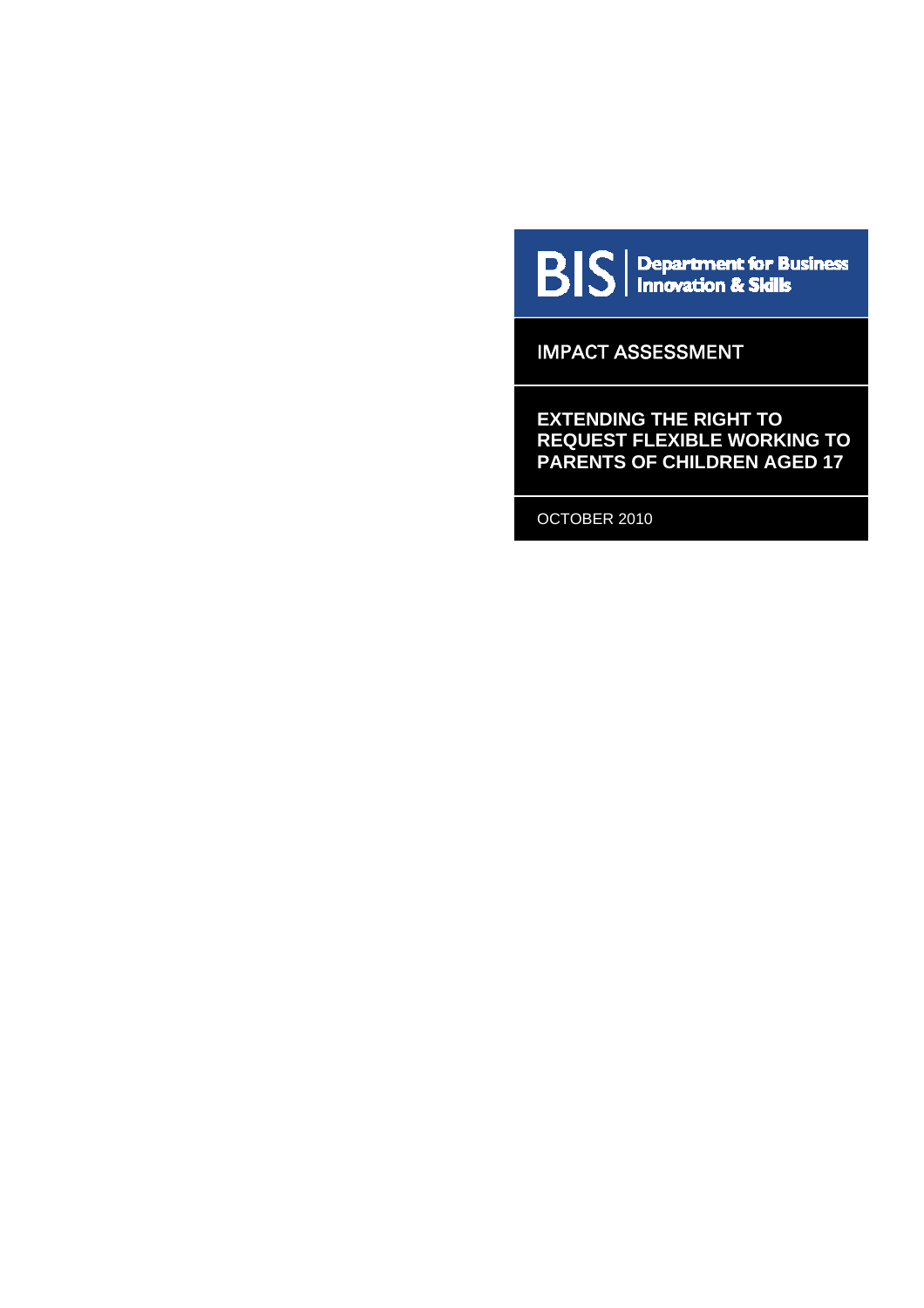BIS | Department for Business Innovation & Skills

IMPACT ASSESSMENT

# EXTENDING THE RIGHT TO REQUEST FLEXIBLE WORKING TO PARENTS OF CHILDREN AGED 17

OCTOBER 2010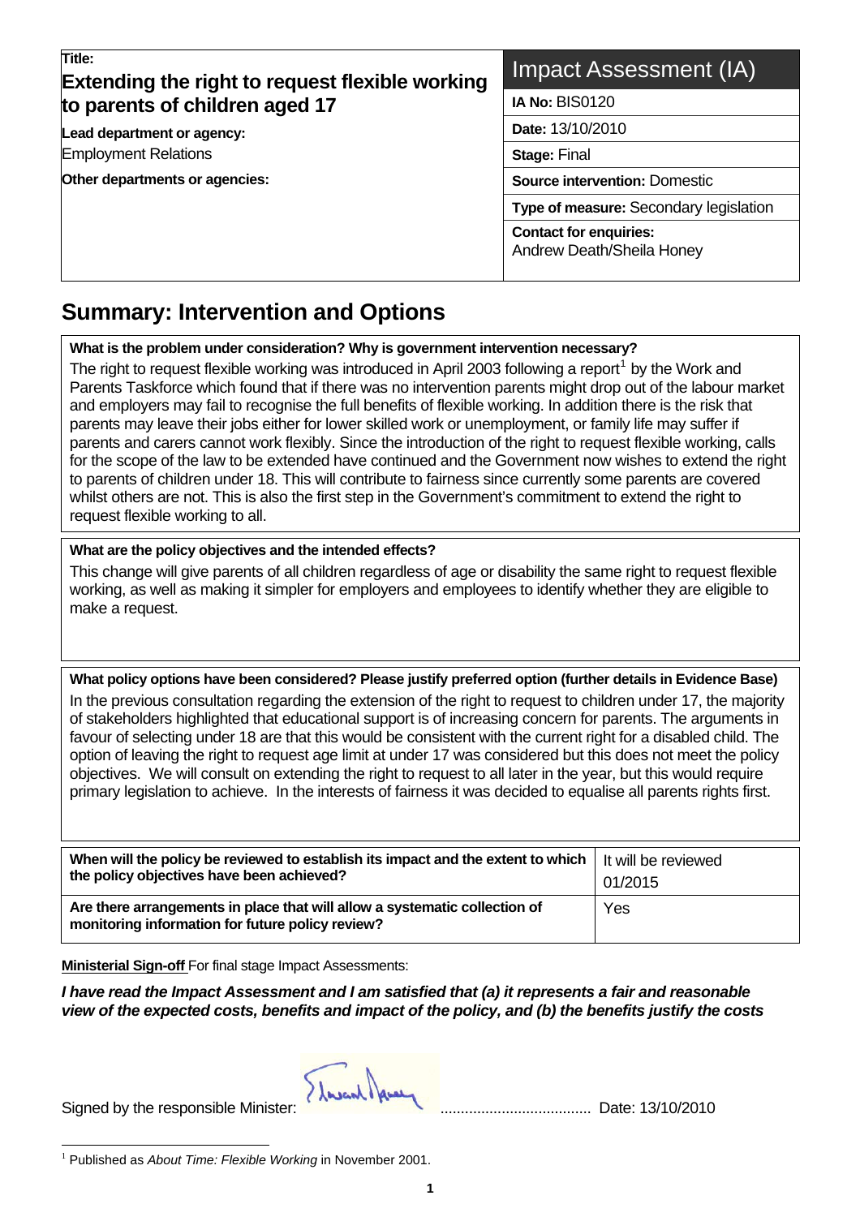| **Title:** **Extending the right to request flexible working to parents of children aged 17** | Impact Assessment (IA) |
|---|---|
| **Lead department or agency:** Employment Relations | **IA No:** BIS0120 |
| **Other departments or agencies:** | **Date:** 13/10/2010 |
| | **Stage:** Final |
| | **Source intervention:** Domestic |
| | **Type of measure:** Secondary legislation |
| | **Contact for enquiries:** Andrew Death/Sheila Honey |

# Summary: Intervention and Options

**What is the problem under consideration? Why is government intervention necessary?**

The right to request flexible working was introduced in April 2003 following a report[1] by the Work and Parents Taskforce which found that if there was no intervention parents might drop out of the labour market and employers may fail to recognise the full benefits of flexible working. In addition there is the risk that parents may leave their jobs either for lower skilled work or unemployment, or family life may suffer if parents and carers cannot work flexibly. Since the introduction of the right to request flexible working, calls for the scope of the law to be extended have continued and the Government now wishes to extend the right to parents of children under 18. This will contribute to fairness since currently some parents are covered whilst others are not. This is also the first step in the Government's commitment to extend the right to request flexible working to all.

**What are the policy objectives and the intended effects?**

This change will give parents of all children regardless of age or disability the same right to request flexible working, as well as making it simpler for employers and employees to identify whether they are eligible to make a request.

**What policy options have been considered? Please justify preferred option (further details in Evidence Base)**

In the previous consultation regarding the extension of the right to request to children under 17, the majority of stakeholders highlighted that educational support is of increasing concern for parents. The arguments in favour of selecting under 18 are that this would be consistent with the current right for a disabled child. The option of leaving the right to request age limit at under 17 was considered but this does not meet the policy objectives. We will consult on extending the right to request to all later in the year, but this would require primary legislation to achieve. In the interests of fairness it was decided to equalise all parents rights first.

| | |
|---|---|
| **When will the policy be reviewed to establish its impact and the extent to which the policy objectives have been achieved?** | It will be reviewed 01/2015 |
| **Are there arrangements in place that will allow a systematic collection of monitoring information for future policy review?** | Yes |

**Ministerial Sign-off** For final stage Impact Assessments:

***I have read the Impact Assessment and I am satisfied that (a) it represents a fair and reasonable view of the expected costs, benefits and impact of the policy, and (b) the benefits justify the costs***

Signed by the responsible Minister: .................................... Date: 13/10/2010

[1] Published as *About Time: Flexible Working* in November 2001.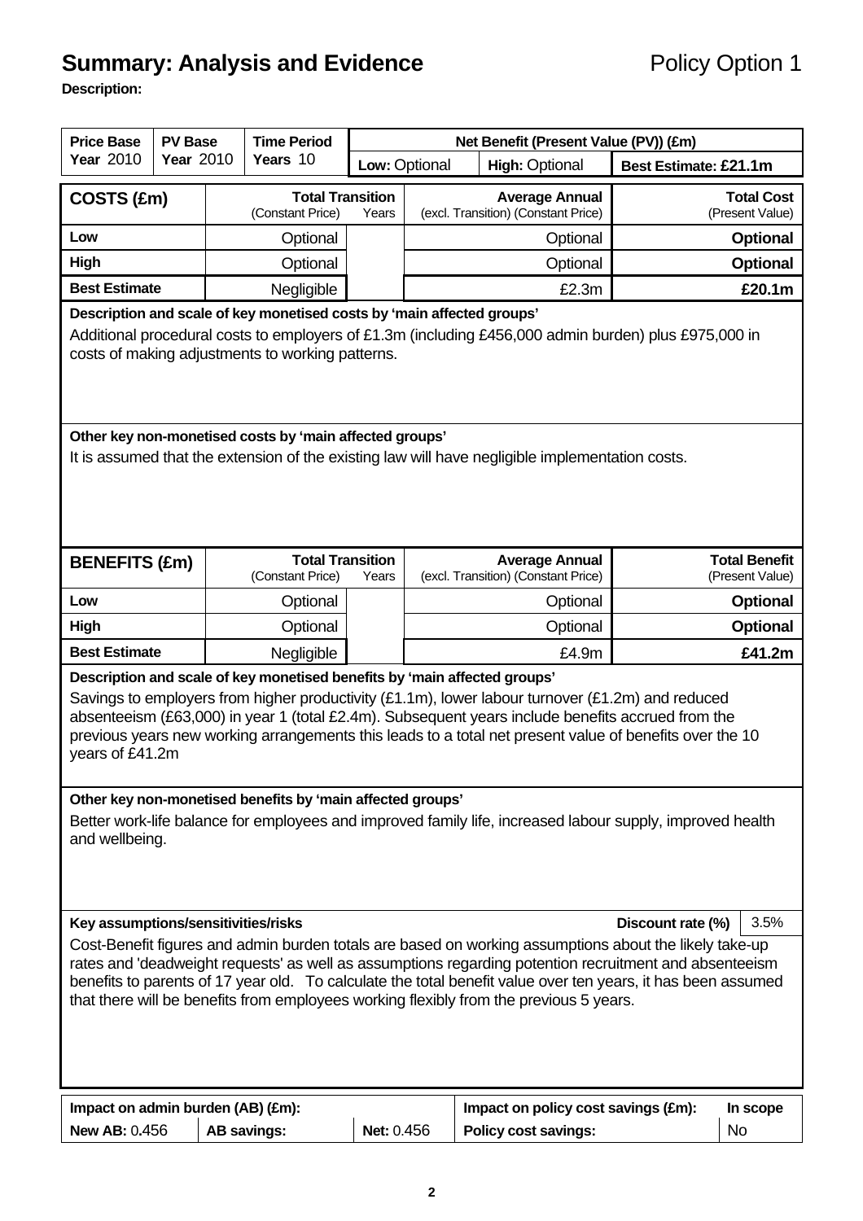## Summary: Analysis and Evidence

Policy Option 1

**Description:**

| Price Base | PV Base | Time Period | Net Benefit (Present Value (PV)) (£m) | | |
|---|---|---|---|---|---|
| Year 2010 | Year 2010 | Years 10 | Low: Optional | High: Optional | Best Estimate: £21.1m |

| COSTS (£m) | Total Transition (Constant Price) | Years | Average Annual (excl. Transition) (Constant Price) | Total Cost (Present Value) |
|---|---|---|---|---|
| Low | Optional | | Optional | **Optional** |
| High | Optional | | Optional | **Optional** |
| **Best Estimate** | Negligible | | £2.3m | **£20.1m** |

**Description and scale of key monetised costs by 'main affected groups'**

Additional procedural costs to employers of £1.3m (including £456,000 admin burden) plus £975,000 in costs of making adjustments to working patterns.

**Other key non-monetised costs by 'main affected groups'**

It is assumed that the extension of the existing law will have negligible implementation costs.

| BENEFITS (£m) | Total Transition (Constant Price) | Years | Average Annual (excl. Transition) (Constant Price) | Total Benefit (Present Value) |
|---|---|---|---|---|
| Low | Optional | | Optional | **Optional** |
| High | Optional | | Optional | **Optional** |
| **Best Estimate** | Negligible | | £4.9m | **£41.2m** |

**Description and scale of key monetised benefits by 'main affected groups'**

Savings to employers from higher productivity (£1.1m), lower labour turnover (£1.2m) and reduced absenteeism (£63,000) in year 1 (total £2.4m). Subsequent years include benefits accrued from the previous years new working arrangements this leads to a total net present value of benefits over the 10 years of £41.2m

**Other key non-monetised benefits by 'main affected groups'**

Better work-life balance for employees and improved family life, increased labour supply, improved health and wellbeing.

**Key assumptions/sensitivities/risks** — **Discount rate (%)** 3.5%

Cost-Benefit figures and admin burden totals are based on working assumptions about the likely take-up rates and 'deadweight requests' as well as assumptions regarding potention recruitment and absenteeism benefits to parents of 17 year old. To calculate the total benefit value over ten years, it has been assumed that there will be benefits from employees working flexibly from the previous 5 years.

| Impact on admin burden (AB) (£m): | | | Impact on policy cost savings (£m): | In scope |
|---|---|---|---|---|
| **New AB:** 0.456 | **AB savings:** | **Net:** 0.456 | **Policy cost savings:** | No |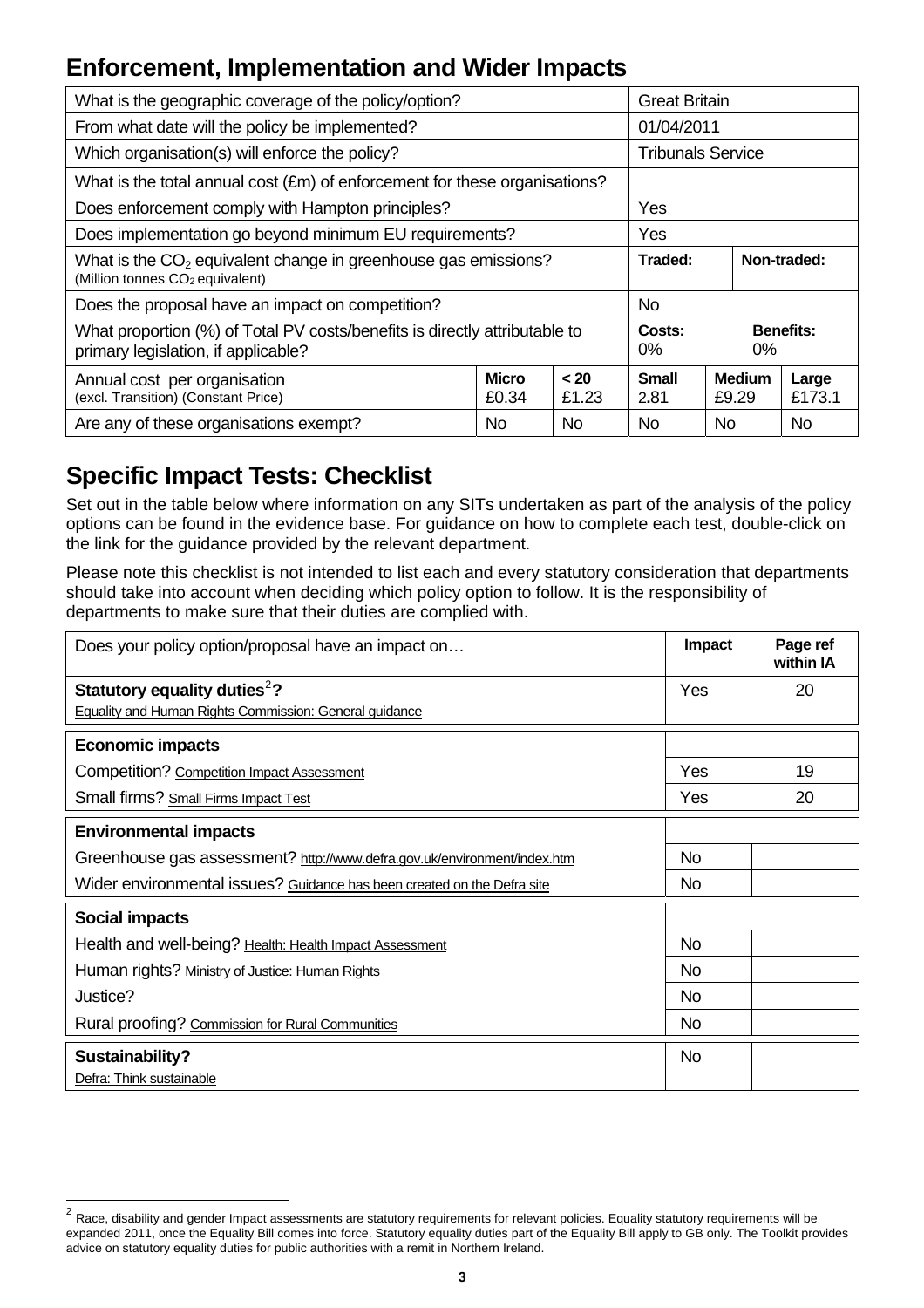## Enforcement, Implementation and Wider Impacts

| What is the geographic coverage of the policy/option? | | | Great Britain | | | |
|---|---|---|---|---|---|---|
| From what date will the policy be implemented? | | | 01/04/2011 | | | |
| Which organisation(s) will enforce the policy? | | | Tribunals Service | | | |
| What is the total annual cost (£m) of enforcement for these organisations? | | | | | | |
| Does enforcement comply with Hampton principles? | | | Yes | | | |
| Does implementation go beyond minimum EU requirements? | | | Yes | | | |
| What is the $CO_2$ equivalent change in greenhouse gas emissions? (Million tonnes $CO_2$ equivalent) | | | **Traded:** | | **Non-traded:** | |
| Does the proposal have an impact on competition? | | | No | | | |
| What proportion (%) of Total PV costs/benefits is directly attributable to primary legislation, if applicable? | | | **Costs:** 0% | | **Benefits:** 0% | |
| Annual cost per organisation (excl. Transition) (Constant Price) | **Micro** £0.34 | **< 20** £1.23 | **Small** 2.81 | **Medium** £9.29 | | **Large** £173.1 |
| Are any of these organisations exempt? | No | No | No | No | | No |

## Specific Impact Tests: Checklist

Set out in the table below where information on any SITs undertaken as part of the analysis of the policy options can be found in the evidence base. For guidance on how to complete each test, double-click on the link for the guidance provided by the relevant department.

Please note this checklist is not intended to list each and every statutory consideration that departments should take into account when deciding which policy option to follow. It is the responsibility of departments to make sure that their duties are complied with.

| Does your policy option/proposal have an impact on… | **Impact** | **Page ref within IA** |
|---|---|---|
| **Statutory equality duties[2]?** Equality and Human Rights Commission: General guidance | Yes | 20 |
| **Economic impacts** | | |
| Competition? Competition Impact Assessment | Yes | 19 |
| Small firms? Small Firms Impact Test | Yes | 20 |
| **Environmental impacts** | | |
| Greenhouse gas assessment? http://www.defra.gov.uk/environment/index.htm | No | |
| Wider environmental issues? Guidance has been created on the Defra site | No | |
| **Social impacts** | | |
| Health and well-being? Health: Health Impact Assessment | No | |
| Human rights? Ministry of Justice: Human Rights | No | |
| Justice? | No | |
| Rural proofing? Commission for Rural Communities | No | |
| **Sustainability?** Defra: Think sustainable | No | |

[2] Race, disability and gender Impact assessments are statutory requirements for relevant policies. Equality statutory requirements will be expanded 2011, once the Equality Bill comes into force. Statutory equality duties part of the Equality Bill apply to GB only. The Toolkit provides advice on statutory equality duties for public authorities with a remit in Northern Ireland.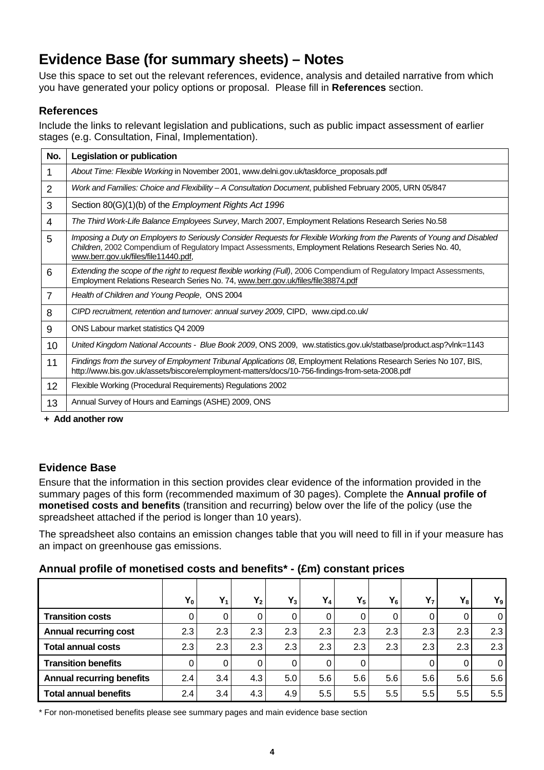# Evidence Base (for summary sheets) – Notes

Use this space to set out the relevant references, evidence, analysis and detailed narrative from which you have generated your policy options or proposal. Please fill in **References** section.

## References

Include the links to relevant legislation and publications, such as public impact assessment of earlier stages (e.g. Consultation, Final, Implementation).

| No. | Legislation or publication |
|---|---|
| 1 | *About Time: Flexible Working* in November 2001, www.delni.gov.uk/taskforce_proposals.pdf |
| 2 | *Work and Families: Choice and Flexibility – A Consultation Document*, published February 2005, URN 05/847 |
| 3 | Section 80(G)(1)(b) of the *Employment Rights Act 1996* |
| 4 | *The Third Work-Life Balance Employees Survey*, March 2007, Employment Relations Research Series No.58 |
| 5 | *Imposing a Duty on Employers to Seriously Consider Requests for Flexible Working from the Parents of Young and Disabled Children*, 2002 Compendium of Regulatory Impact Assessments, Employment Relations Research Series No. 40, www.berr.gov.uk/files/file11440.pdf, |
| 6 | *Extending the scope of the right to request flexible working (Full)*, 2006 Compendium of Regulatory Impact Assessments, Employment Relations Research Series No. 74, www.berr.gov.uk/files/file38874.pdf |
| 7 | *Health of Children and Young People*, ONS 2004 |
| 8 | *CIPD recruitment, retention and turnover: annual survey 2009*, CIPD, www.cipd.co.uk/ |
| 9 | ONS Labour market statistics Q4 2009 |
| 10 | *United Kingdom National Accounts - Blue Book 2009*, ONS 2009, ww.statistics.gov.uk/statbase/product.asp?vlnk=1143 |
| 11 | *Findings from the survey of Employment Tribunal Applications 08*, Employment Relations Research Series No 107, BIS, http://www.bis.gov.uk/assets/biscore/employment-matters/docs/10-756-findings-from-seta-2008.pdf |
| 12 | Flexible Working (Procedural Requirements) Regulations 2002 |
| 13 | Annual Survey of Hours and Earnings (ASHE) 2009, ONS |

**+ Add another row**

## Evidence Base

Ensure that the information in this section provides clear evidence of the information provided in the summary pages of this form (recommended maximum of 30 pages). Complete the **Annual profile of monetised costs and benefits** (transition and recurring) below over the life of the policy (use the spreadsheet attached if the period is longer than 10 years).

The spreadsheet also contains an emission changes table that you will need to fill in if your measure has an impact on greenhouse gas emissions.

### Annual profile of monetised costs and benefits* - (£m) constant prices

| | $Y_0$ | $Y_1$ | $Y_2$ | $Y_3$ | $Y_4$ | $Y_5$ | $Y_6$ | $Y_7$ | $Y_8$ | $Y_9$ |
|---|---|---|---|---|---|---|---|---|---|---|
| **Transition costs** | 0 | 0 | 0 | 0 | 0 | 0 | 0 | 0 | 0 | 0 |
| **Annual recurring cost** | 2.3 | 2.3 | 2.3 | 2.3 | 2.3 | 2.3 | 2.3 | 2.3 | 2.3 | 2.3 |
| **Total annual costs** | 2.3 | 2.3 | 2.3 | 2.3 | 2.3 | 2.3 | 2.3 | 2.3 | 2.3 | 2.3 |
| **Transition benefits** | 0 | 0 | 0 | 0 | 0 | 0 | | 0 | 0 | 0 |
| **Annual recurring benefits** | 2.4 | 3.4 | 4.3 | 5.0 | 5.6 | 5.6 | 5.6 | 5.6 | 5.6 | 5.6 |
| **Total annual benefits** | 2.4 | 3.4 | 4.3 | 4.9 | 5.5 | 5.5 | 5.5 | 5.5 | 5.5 | 5.5 |

\* For non-monetised benefits please see summary pages and main evidence base section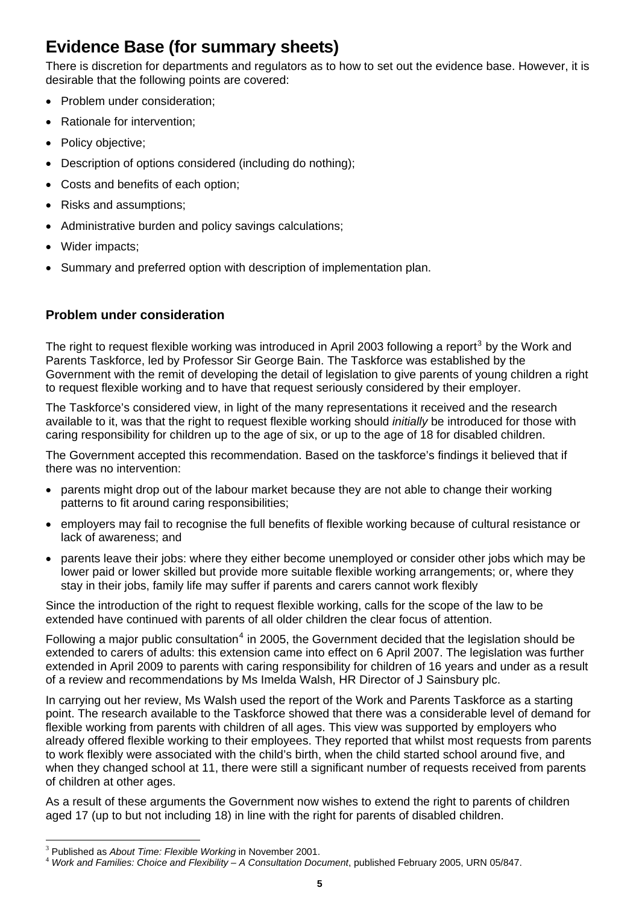## Evidence Base (for summary sheets)

There is discretion for departments and regulators as to how to set out the evidence base. However, it is desirable that the following points are covered:

- Problem under consideration;
- Rationale for intervention;
- Policy objective;
- Description of options considered (including do nothing);
- Costs and benefits of each option;
- Risks and assumptions;
- Administrative burden and policy savings calculations;
- Wider impacts;
- Summary and preferred option with description of implementation plan.

### Problem under consideration

The right to request flexible working was introduced in April 2003 following a report[3] by the Work and Parents Taskforce, led by Professor Sir George Bain. The Taskforce was established by the Government with the remit of developing the detail of legislation to give parents of young children a right to request flexible working and to have that request seriously considered by their employer.

The Taskforce's considered view, in light of the many representations it received and the research available to it, was that the right to request flexible working should *initially* be introduced for those with caring responsibility for children up to the age of six, or up to the age of 18 for disabled children.

The Government accepted this recommendation. Based on the taskforce's findings it believed that if there was no intervention:

- parents might drop out of the labour market because they are not able to change their working patterns to fit around caring responsibilities;
- employers may fail to recognise the full benefits of flexible working because of cultural resistance or lack of awareness; and
- parents leave their jobs: where they either become unemployed or consider other jobs which may be lower paid or lower skilled but provide more suitable flexible working arrangements; or, where they stay in their jobs, family life may suffer if parents and carers cannot work flexibly

Since the introduction of the right to request flexible working, calls for the scope of the law to be extended have continued with parents of all older children the clear focus of attention.

Following a major public consultation[4] in 2005, the Government decided that the legislation should be extended to carers of adults: this extension came into effect on 6 April 2007. The legislation was further extended in April 2009 to parents with caring responsibility for children of 16 years and under as a result of a review and recommendations by Ms Imelda Walsh, HR Director of J Sainsbury plc.

In carrying out her review, Ms Walsh used the report of the Work and Parents Taskforce as a starting point. The research available to the Taskforce showed that there was a considerable level of demand for flexible working from parents with children of all ages. This view was supported by employers who already offered flexible working to their employees. They reported that whilst most requests from parents to work flexibly were associated with the child's birth, when the child started school around five, and when they changed school at 11, there were still a significant number of requests received from parents of children at other ages.

As a result of these arguments the Government now wishes to extend the right to parents of children aged 17 (up to but not including 18) in line with the right for parents of disabled children.

---

[3] Published as *About Time: Flexible Working* in November 2001.

[4] *Work and Families: Choice and Flexibility – A Consultation Document*, published February 2005, URN 05/847.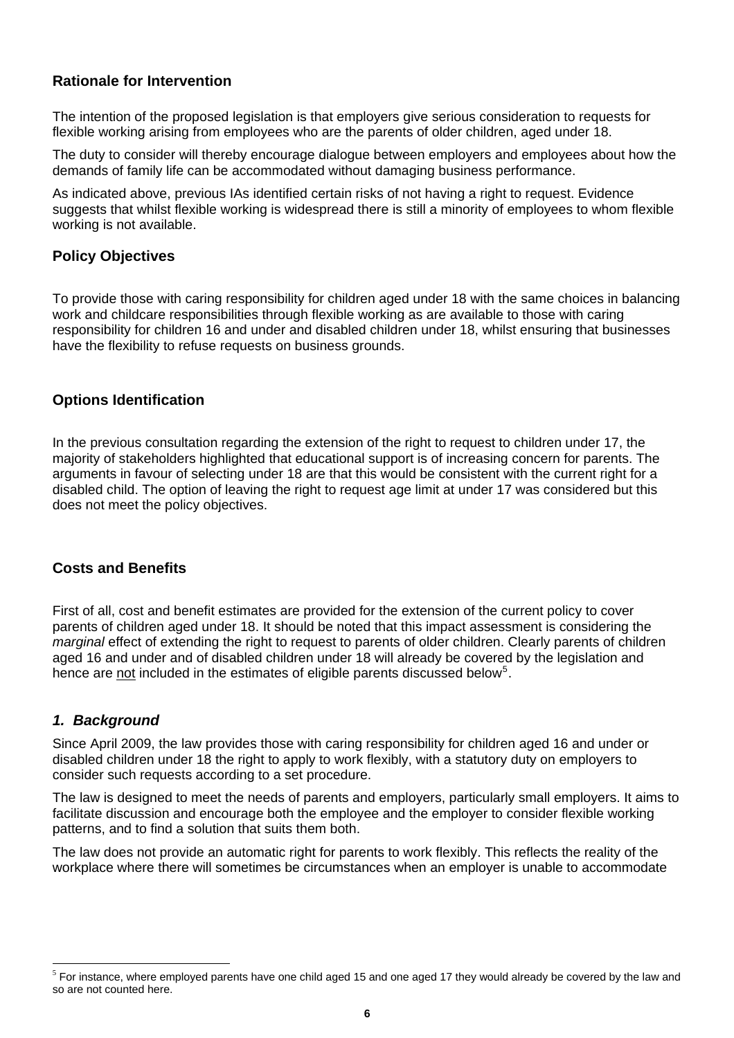## Rationale for Intervention

The intention of the proposed legislation is that employers give serious consideration to requests for flexible working arising from employees who are the parents of older children, aged under 18.

The duty to consider will thereby encourage dialogue between employers and employees about how the demands of family life can be accommodated without damaging business performance.

As indicated above, previous IAs identified certain risks of not having a right to request. Evidence suggests that whilst flexible working is widespread there is still a minority of employees to whom flexible working is not available.

## Policy Objectives

To provide those with caring responsibility for children aged under 18 with the same choices in balancing work and childcare responsibilities through flexible working as are available to those with caring responsibility for children 16 and under and disabled children under 18, whilst ensuring that businesses have the flexibility to refuse requests on business grounds.

## Options Identification

In the previous consultation regarding the extension of the right to request to children under 17, the majority of stakeholders highlighted that educational support is of increasing concern for parents. The arguments in favour of selecting under 18 are that this would be consistent with the current right for a disabled child. The option of leaving the right to request age limit at under 17 was considered but this does not meet the policy objectives.

## Costs and Benefits

First of all, cost and benefit estimates are provided for the extension of the current policy to cover parents of children aged under 18. It should be noted that this impact assessment is considering the *marginal* effect of extending the right to request to parents of older children. Clearly parents of children aged 16 and under and of disabled children under 18 will already be covered by the legislation and hence are <u>not</u> included in the estimates of eligible parents discussed below[5].

### *1. Background*

Since April 2009, the law provides those with caring responsibility for children aged 16 and under or disabled children under 18 the right to apply to work flexibly, with a statutory duty on employers to consider such requests according to a set procedure.

The law is designed to meet the needs of parents and employers, particularly small employers. It aims to facilitate discussion and encourage both the employee and the employer to consider flexible working patterns, and to find a solution that suits them both.

The law does not provide an automatic right for parents to work flexibly. This reflects the reality of the workplace where there will sometimes be circumstances when an employer is unable to accommodate

[5] For instance, where employed parents have one child aged 15 and one aged 17 they would already be covered by the law and so are not counted here.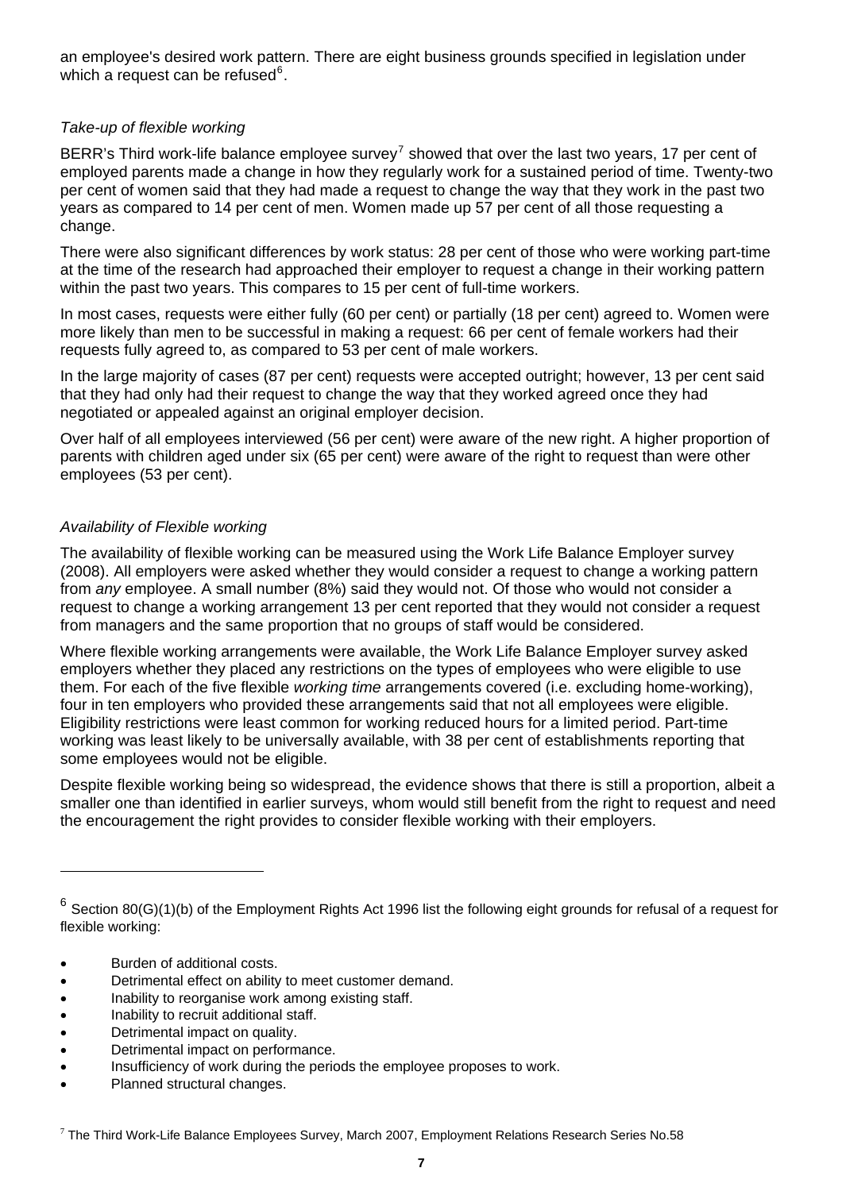an employee's desired work pattern. There are eight business grounds specified in legislation under which a request can be refused[6].

*Take-up of flexible working*

BERR's Third work-life balance employee survey[7] showed that over the last two years, 17 per cent of employed parents made a change in how they regularly work for a sustained period of time. Twenty-two per cent of women said that they had made a request to change the way that they work in the past two years as compared to 14 per cent of men. Women made up 57 per cent of all those requesting a change.

There were also significant differences by work status: 28 per cent of those who were working part-time at the time of the research had approached their employer to request a change in their working pattern within the past two years. This compares to 15 per cent of full-time workers.

In most cases, requests were either fully (60 per cent) or partially (18 per cent) agreed to. Women were more likely than men to be successful in making a request: 66 per cent of female workers had their requests fully agreed to, as compared to 53 per cent of male workers.

In the large majority of cases (87 per cent) requests were accepted outright; however, 13 per cent said that they had only had their request to change the way that they worked agreed once they had negotiated or appealed against an original employer decision.

Over half of all employees interviewed (56 per cent) were aware of the new right. A higher proportion of parents with children aged under six (65 per cent) were aware of the right to request than were other employees (53 per cent).

*Availability of Flexible working*

The availability of flexible working can be measured using the Work Life Balance Employer survey (2008). All employers were asked whether they would consider a request to change a working pattern from *any* employee. A small number (8%) said they would not. Of those who would not consider a request to change a working arrangement 13 per cent reported that they would not consider a request from managers and the same proportion that no groups of staff would be considered.

Where flexible working arrangements were available, the Work Life Balance Employer survey asked employers whether they placed any restrictions on the types of employees who were eligible to use them. For each of the five flexible *working time* arrangements covered (i.e. excluding home-working), four in ten employers who provided these arrangements said that not all employees were eligible. Eligibility restrictions were least common for working reduced hours for a limited period. Part-time working was least likely to be universally available, with 38 per cent of establishments reporting that some employees would not be eligible.

Despite flexible working being so widespread, the evidence shows that there is still a proportion, albeit a smaller one than identified in earlier surveys, whom would still benefit from the right to request and need the encouragement the right provides to consider flexible working with their employers.

---

[6] Section 80(G)(1)(b) of the Employment Rights Act 1996 list the following eight grounds for refusal of a request for flexible working:

- Burden of additional costs.
- Detrimental effect on ability to meet customer demand.
- Inability to reorganise work among existing staff.
- Inability to recruit additional staff.
- Detrimental impact on quality.
- Detrimental impact on performance.
- Insufficiency of work during the periods the employee proposes to work.
- Planned structural changes.

[7] The Third Work-Life Balance Employees Survey, March 2007, Employment Relations Research Series No.58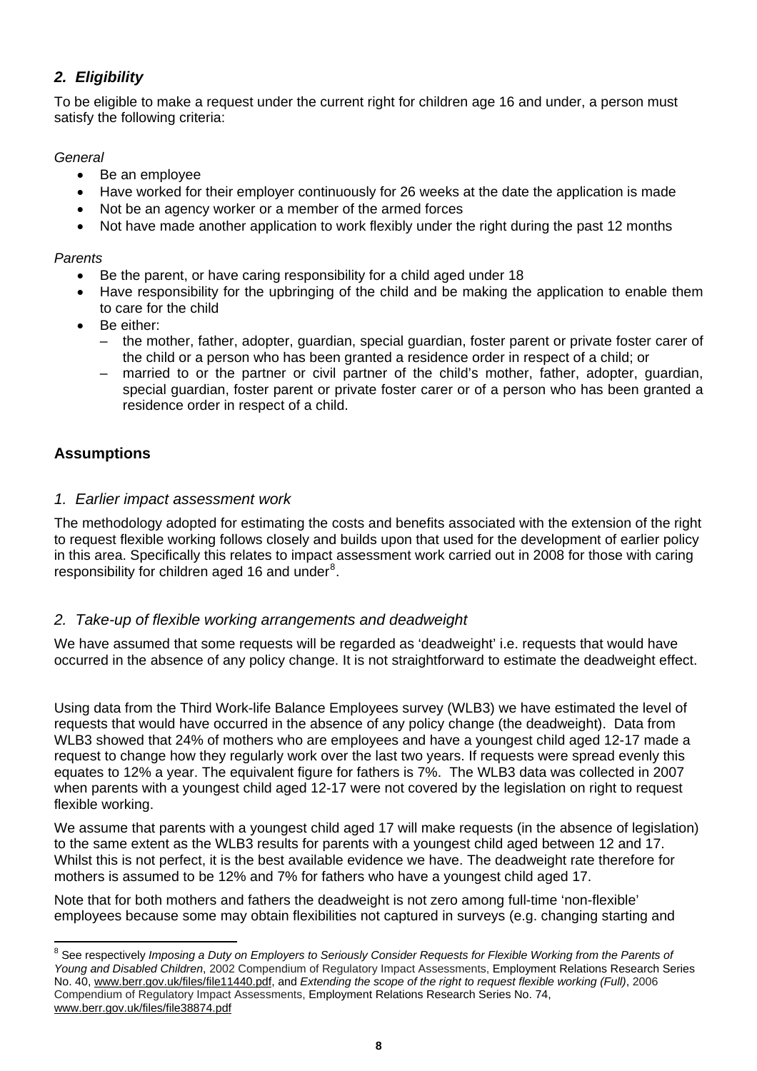## *2. Eligibility*

To be eligible to make a request under the current right for children age 16 and under, a person must satisfy the following criteria:

*General*

- Be an employee
- Have worked for their employer continuously for 26 weeks at the date the application is made
- Not be an agency worker or a member of the armed forces
- Not have made another application to work flexibly under the right during the past 12 months

*Parents*

- Be the parent, or have caring responsibility for a child aged under 18
- Have responsibility for the upbringing of the child and be making the application to enable them to care for the child
- Be either:
  - the mother, father, adopter, guardian, special guardian, foster parent or private foster carer of the child or a person who has been granted a residence order in respect of a child; or
  - married to or the partner or civil partner of the child's mother, father, adopter, guardian, special guardian, foster parent or private foster carer or of a person who has been granted a residence order in respect of a child.

## Assumptions

### *1. Earlier impact assessment work*

The methodology adopted for estimating the costs and benefits associated with the extension of the right to request flexible working follows closely and builds upon that used for the development of earlier policy in this area. Specifically this relates to impact assessment work carried out in 2008 for those with caring responsibility for children aged 16 and under[8].

### *2. Take-up of flexible working arrangements and deadweight*

We have assumed that some requests will be regarded as 'deadweight' i.e. requests that would have occurred in the absence of any policy change. It is not straightforward to estimate the deadweight effect.

Using data from the Third Work-life Balance Employees survey (WLB3) we have estimated the level of requests that would have occurred in the absence of any policy change (the deadweight). Data from WLB3 showed that 24% of mothers who are employees and have a youngest child aged 12-17 made a request to change how they regularly work over the last two years. If requests were spread evenly this equates to 12% a year. The equivalent figure for fathers is 7%. The WLB3 data was collected in 2007 when parents with a youngest child aged 12-17 were not covered by the legislation on right to request flexible working.

We assume that parents with a youngest child aged 17 will make requests (in the absence of legislation) to the same extent as the WLB3 results for parents with a youngest child aged between 12 and 17. Whilst this is not perfect, it is the best available evidence we have. The deadweight rate therefore for mothers is assumed to be 12% and 7% for fathers who have a youngest child aged 17.

Note that for both mothers and fathers the deadweight is not zero among full-time 'non-flexible' employees because some may obtain flexibilities not captured in surveys (e.g. changing starting and

---

[8] See respectively *Imposing a Duty on Employers to Seriously Consider Requests for Flexible Working from the Parents of Young and Disabled Children*, 2002 Compendium of Regulatory Impact Assessments, Employment Relations Research Series No. 40, www.berr.gov.uk/files/file11440.pdf, and *Extending the scope of the right to request flexible working (Full)*, 2006 Compendium of Regulatory Impact Assessments, Employment Relations Research Series No. 74, www.berr.gov.uk/files/file38874.pdf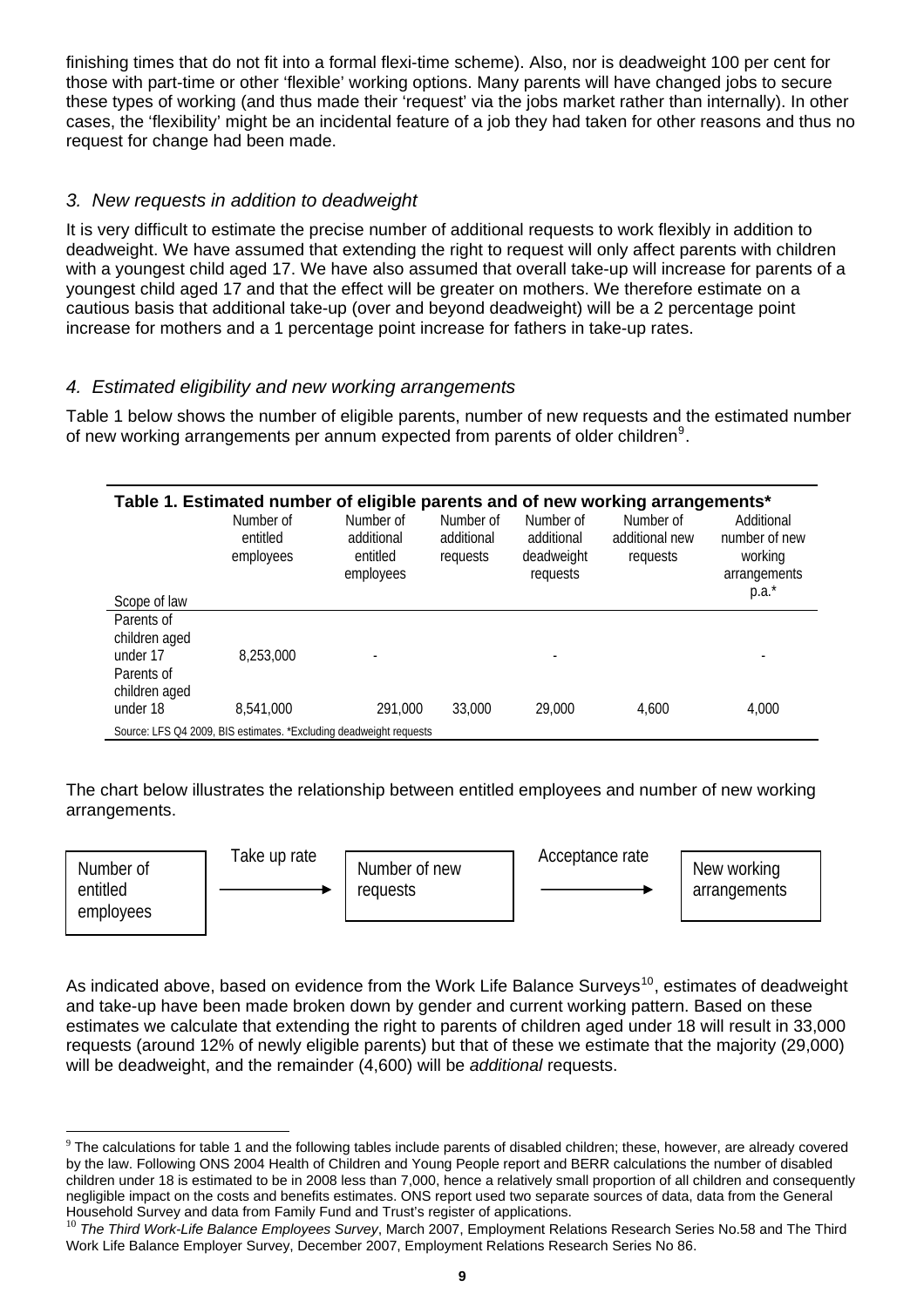finishing times that do not fit into a formal flexi-time scheme). Also, nor is deadweight 100 per cent for those with part-time or other 'flexible' working options. Many parents will have changed jobs to secure these types of working (and thus made their 'request' via the jobs market rather than internally). In other cases, the 'flexibility' might be an incidental feature of a job they had taken for other reasons and thus no request for change had been made.

### *3. New requests in addition to deadweight*

It is very difficult to estimate the precise number of additional requests to work flexibly in addition to deadweight. We have assumed that extending the right to request will only affect parents with children with a youngest child aged 17. We have also assumed that overall take-up will increase for parents of a youngest child aged 17 and that the effect will be greater on mothers. We therefore estimate on a cautious basis that additional take-up (over and beyond deadweight) will be a 2 percentage point increase for mothers and a 1 percentage point increase for fathers in take-up rates.

### *4. Estimated eligibility and new working arrangements*

Table 1 below shows the number of eligible parents, number of new requests and the estimated number of new working arrangements per annum expected from parents of older children[9].

**Table 1. Estimated number of eligible parents and of new working arrangements***

| Scope of law | Number of entitled employees | Number of additional entitled employees | Number of additional requests | Number of additional deadweight requests | Number of additional new requests | Additional number of new working arrangements p.a.* |
|---|---|---|---|---|---|---|
| Parents of children aged under 17 | 8,253,000 | - | | - | | - |
| Parents of children aged under 18 | 8,541,000 | 291,000 | 33,000 | 29,000 | 4,600 | 4,000 |

Source: LFS Q4 2009, BIS estimates. *Excluding deadweight requests

The chart below illustrates the relationship between entitled employees and number of new working arrangements.

Number of entitled employees → (Take up rate) → Number of new requests → (Acceptance rate) → New working arrangements

As indicated above, based on evidence from the Work Life Balance Surveys[10], estimates of deadweight and take-up have been made broken down by gender and current working pattern. Based on these estimates we calculate that extending the right to parents of children aged under 18 will result in 33,000 requests (around 12% of newly eligible parents) but that of these we estimate that the majority (29,000) will be deadweight, and the remainder (4,600) will be *additional* requests.

---

[9] The calculations for table 1 and the following tables include parents of disabled children; these, however, are already covered by the law. Following ONS 2004 Health of Children and Young People report and BERR calculations the number of disabled children under 18 is estimated to be in 2008 less than 7,000, hence a relatively small proportion of all children and consequently negligible impact on the costs and benefits estimates. ONS report used two separate sources of data, data from the General Household Survey and data from Family Fund and Trust's register of applications.

[10] *The Third Work-Life Balance Employees Survey*, March 2007, Employment Relations Research Series No.58 and The Third Work Life Balance Employer Survey, December 2007, Employment Relations Research Series No 86.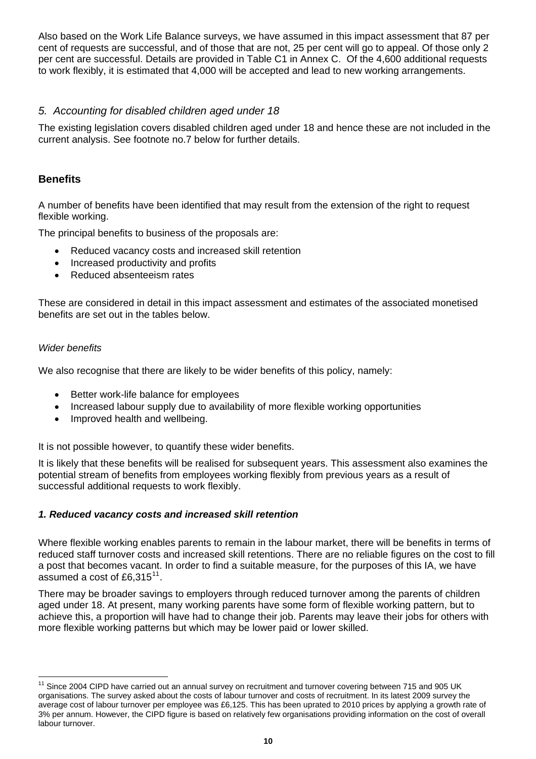Also based on the Work Life Balance surveys, we have assumed in this impact assessment that 87 per cent of requests are successful, and of those that are not, 25 per cent will go to appeal. Of those only 2 per cent are successful. Details are provided in Table C1 in Annex C. Of the 4,600 additional requests to work flexibly, it is estimated that 4,000 will be accepted and lead to new working arrangements.

### *5. Accounting for disabled children aged under 18*

The existing legislation covers disabled children aged under 18 and hence these are not included in the current analysis. See footnote no.7 below for further details.

## Benefits

A number of benefits have been identified that may result from the extension of the right to request flexible working.

The principal benefits to business of the proposals are:

- Reduced vacancy costs and increased skill retention
- Increased productivity and profits
- Reduced absenteeism rates

These are considered in detail in this impact assessment and estimates of the associated monetised benefits are set out in the tables below.

*Wider benefits*

We also recognise that there are likely to be wider benefits of this policy, namely:

- Better work-life balance for employees
- Increased labour supply due to availability of more flexible working opportunities
- Improved health and wellbeing.

It is not possible however, to quantify these wider benefits.

It is likely that these benefits will be realised for subsequent years. This assessment also examines the potential stream of benefits from employees working flexibly from previous years as a result of successful additional requests to work flexibly.

### *1. Reduced vacancy costs and increased skill retention*

Where flexible working enables parents to remain in the labour market, there will be benefits in terms of reduced staff turnover costs and increased skill retentions. There are no reliable figures on the cost to fill a post that becomes vacant. In order to find a suitable measure, for the purposes of this IA, we have assumed a cost of £6,315[11].

There may be broader savings to employers through reduced turnover among the parents of children aged under 18. At present, many working parents have some form of flexible working pattern, but to achieve this, a proportion will have had to change their job. Parents may leave their jobs for others with more flexible working patterns but which may be lower paid or lower skilled.

[11] Since 2004 CIPD have carried out an annual survey on recruitment and turnover covering between 715 and 905 UK organisations. The survey asked about the costs of labour turnover and costs of recruitment. In its latest 2009 survey the average cost of labour turnover per employee was £6,125. This has been uprated to 2010 prices by applying a growth rate of 3% per annum. However, the CIPD figure is based on relatively few organisations providing information on the cost of overall labour turnover.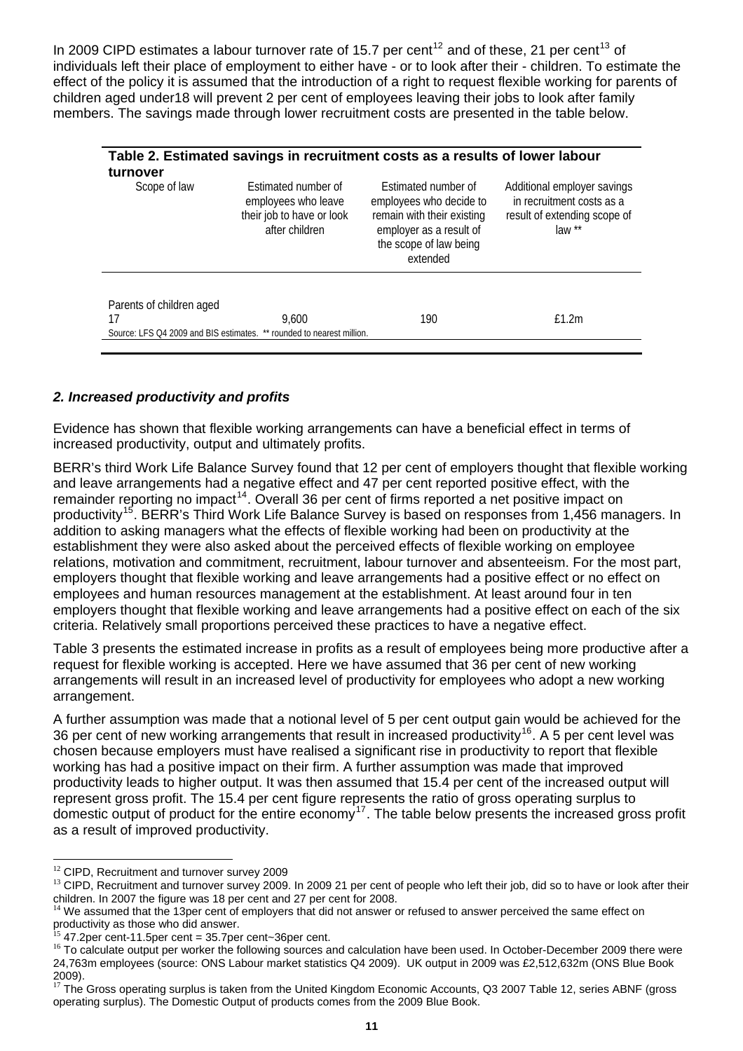In 2009 CIPD estimates a labour turnover rate of 15.7 per cent[12] and of these, 21 per cent[13] of individuals left their place of employment to either have - or to look after their - children. To estimate the effect of the policy it is assumed that the introduction of a right to request flexible working for parents of children aged under18 will prevent 2 per cent of employees leaving their jobs to look after family members. The savings made through lower recruitment costs are presented in the table below.

**Table 2. Estimated savings in recruitment costs as a results of lower labour turnover**

| Scope of law | Estimated number of employees who leave their job to have or look after children | Estimated number of employees who decide to remain with their existing employer as a result of the scope of law being extended | Additional employer savings in recruitment costs as a result of extending scope of law ** |
|---|---|---|---|
| Parents of children aged 17 | 9,600 | 190 | £1.2m |

Source: LFS Q4 2009 and BIS estimates. ** rounded to nearest million.

### *2. Increased productivity and profits*

Evidence has shown that flexible working arrangements can have a beneficial effect in terms of increased productivity, output and ultimately profits.

BERR's third Work Life Balance Survey found that 12 per cent of employers thought that flexible working and leave arrangements had a negative effect and 47 per cent reported positive effect, with the remainder reporting no impact[14]. Overall 36 per cent of firms reported a net positive impact on productivity[15]. BERR's Third Work Life Balance Survey is based on responses from 1,456 managers. In addition to asking managers what the effects of flexible working had been on productivity at the establishment they were also asked about the perceived effects of flexible working on employee relations, motivation and commitment, recruitment, labour turnover and absenteeism. For the most part, employers thought that flexible working and leave arrangements had a positive effect or no effect on employees and human resources management at the establishment. At least around four in ten employers thought that flexible working and leave arrangements had a positive effect on each of the six criteria. Relatively small proportions perceived these practices to have a negative effect.

Table 3 presents the estimated increase in profits as a result of employees being more productive after a request for flexible working is accepted. Here we have assumed that 36 per cent of new working arrangements will result in an increased level of productivity for employees who adopt a new working arrangement.

A further assumption was made that a notional level of 5 per cent output gain would be achieved for the 36 per cent of new working arrangements that result in increased productivity[16]. A 5 per cent level was chosen because employers must have realised a significant rise in productivity to report that flexible working has had a positive impact on their firm. A further assumption was made that improved productivity leads to higher output. It was then assumed that 15.4 per cent of the increased output will represent gross profit. The 15.4 per cent figure represents the ratio of gross operating surplus to domestic output of product for the entire economy[17]. The table below presents the increased gross profit as a result of improved productivity.

---

[12] CIPD, Recruitment and turnover survey 2009

[13] CIPD, Recruitment and turnover survey 2009. In 2009 21 per cent of people who left their job, did so to have or look after their children. In 2007 the figure was 18 per cent and 27 per cent for 2008.

[14] We assumed that the 13per cent of employers that did not answer or refused to answer perceived the same effect on productivity as those who did answer.

[15] 47.2per cent-11.5per cent = 35.7per cent~36per cent.

[16] To calculate output per worker the following sources and calculation have been used. In October-December 2009 there were 24,763m employees (source: ONS Labour market statistics Q4 2009). UK output in 2009 was £2,512,632m (ONS Blue Book 2009).

[17] The Gross operating surplus is taken from the United Kingdom Economic Accounts, Q3 2007 Table 12, series ABNF (gross operating surplus). The Domestic Output of products comes from the 2009 Blue Book.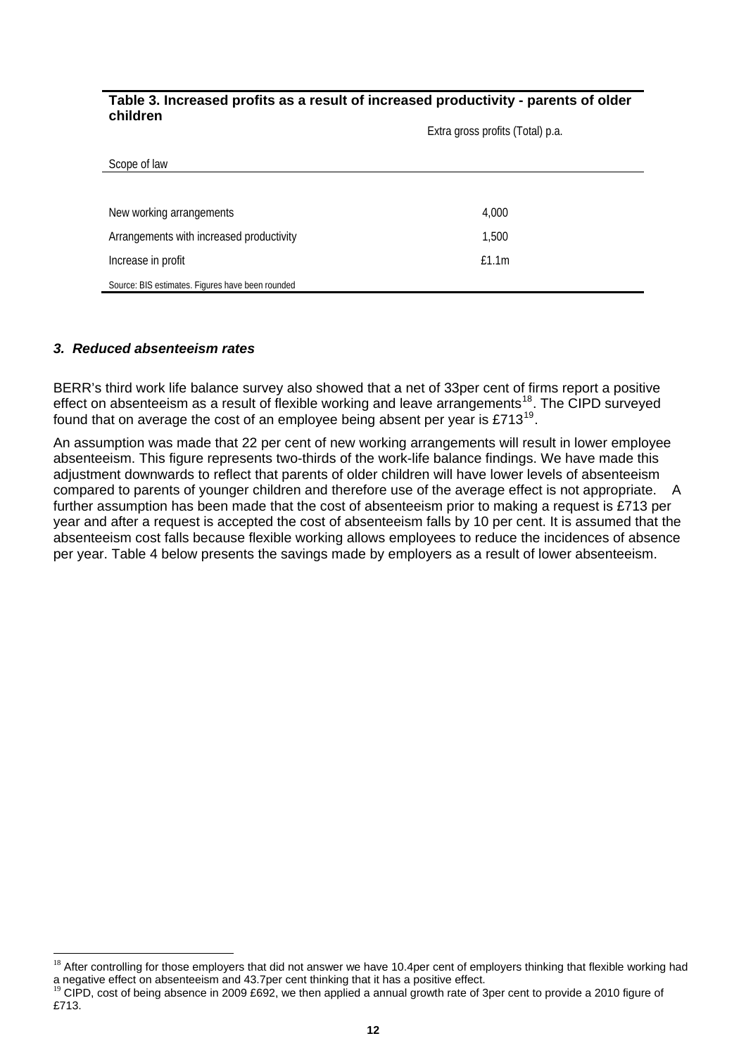**Table 3. Increased profits as a result of increased productivity - parents of older children**

| Scope of law | Extra gross profits (Total) p.a. |
|---|---|
| New working arrangements | 4,000 |
| Arrangements with increased productivity | 1,500 |
| Increase in profit | £1.1m |

Source: BIS estimates. Figures have been rounded

### *3. Reduced absenteeism rates*

BERR's third work life balance survey also showed that a net of 33per cent of firms report a positive effect on absenteeism as a result of flexible working and leave arrangements[18]. The CIPD surveyed found that on average the cost of an employee being absent per year is £713[19].

An assumption was made that 22 per cent of new working arrangements will result in lower employee absenteeism. This figure represents two-thirds of the work-life balance findings. We have made this adjustment downwards to reflect that parents of older children will have lower levels of absenteeism compared to parents of younger children and therefore use of the average effect is not appropriate. A further assumption has been made that the cost of absenteeism prior to making a request is £713 per year and after a request is accepted the cost of absenteeism falls by 10 per cent. It is assumed that the absenteeism cost falls because flexible working allows employees to reduce the incidences of absence per year. Table 4 below presents the savings made by employers as a result of lower absenteeism.

---

[18] After controlling for those employers that did not answer we have 10.4per cent of employers thinking that flexible working had a negative effect on absenteeism and 43.7per cent thinking that it has a positive effect.

[19] CIPD, cost of being absence in 2009 £692, we then applied a annual growth rate of 3per cent to provide a 2010 figure of £713.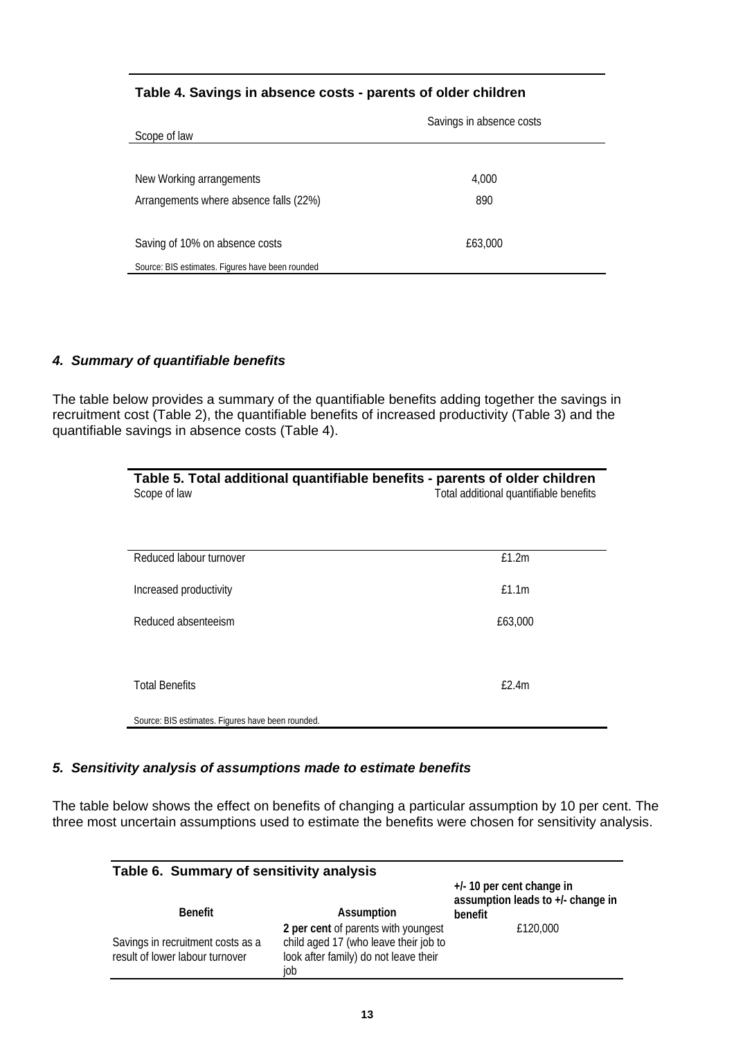**Table 4. Savings in absence costs - parents of older children**

| Scope of law | Savings in absence costs |
|---|---|
| New Working arrangements | 4,000 |
| Arrangements where absence falls (22%) | 890 |
| Saving of 10% on absence costs | £63,000 |

Source: BIS estimates. Figures have been rounded

### *4. Summary of quantifiable benefits*

The table below provides a summary of the quantifiable benefits adding together the savings in recruitment cost (Table 2), the quantifiable benefits of increased productivity (Table 3) and the quantifiable savings in absence costs (Table 4).

**Table 5. Total additional quantifiable benefits - parents of older children**

| Scope of law | Total additional quantifiable benefits |
|---|---|
| Reduced labour turnover | £1.2m |
| Increased productivity | £1.1m |
| Reduced absenteeism | £63,000 |
| Total Benefits | £2.4m |

Source: BIS estimates. Figures have been rounded.

### *5. Sensitivity analysis of assumptions made to estimate benefits*

The table below shows the effect on benefits of changing a particular assumption by 10 per cent. The three most uncertain assumptions used to estimate the benefits were chosen for sensitivity analysis.

**Table 6. Summary of sensitivity analysis**

| Benefit | Assumption | +/- 10 per cent change in assumption leads to +/- change in benefit |
|---|---|---|
| Savings in recruitment costs as a result of lower labour turnover | **2 per cent** of parents with youngest child aged 17 (who leave their job to look after family) do not leave their job | £120,000 |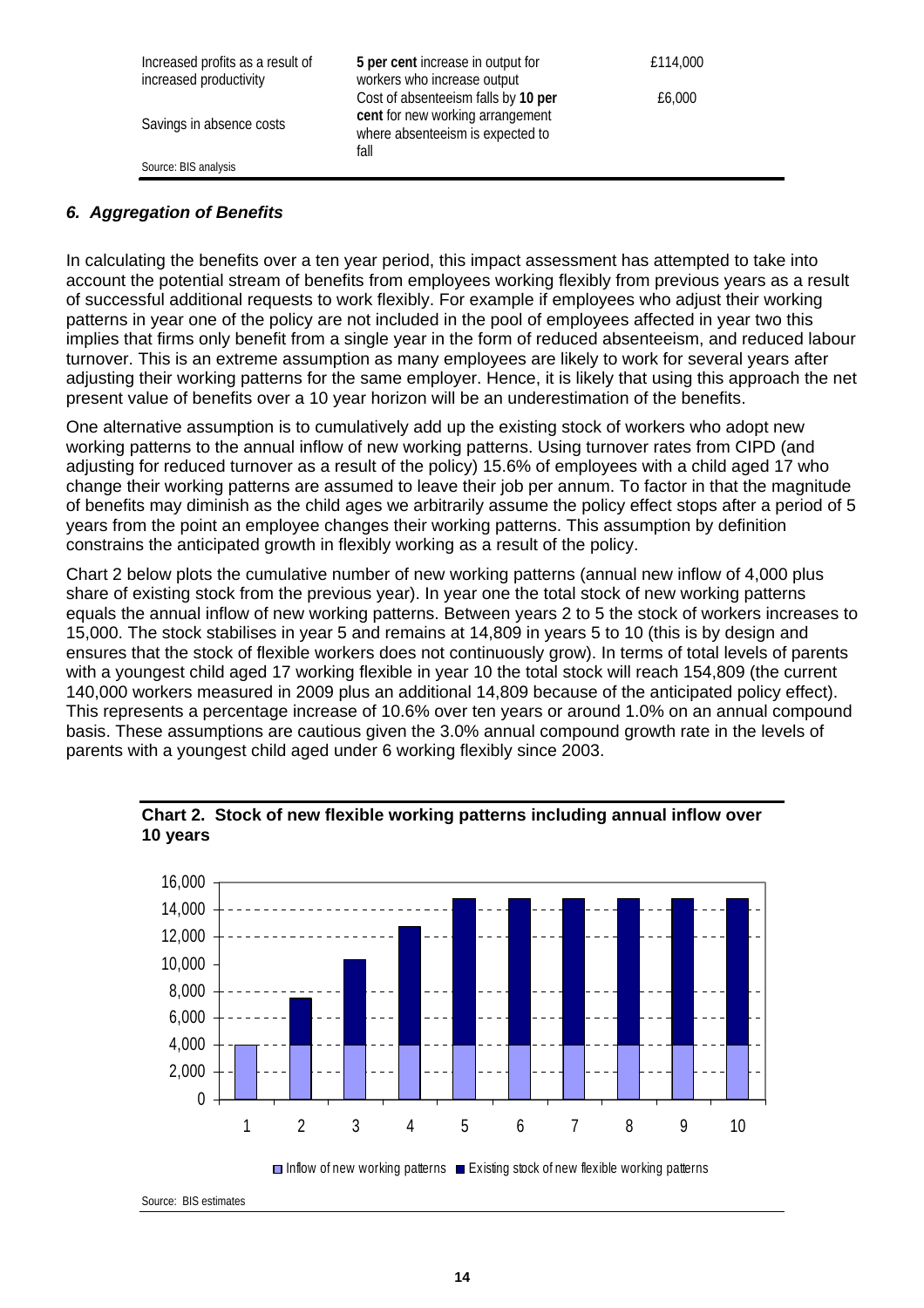| | | |
|---|---|---|
| Increased profits as a result of increased productivity | **5 per cent** increase in output for workers who increase output | £114,000 |
| Savings in absence costs | Cost of absenteeism falls by **10 per cent** for new working arrangement where absenteeism is expected to fall | £6,000 |

Source: BIS analysis

### *6. Aggregation of Benefits*

In calculating the benefits over a ten year period, this impact assessment has attempted to take into account the potential stream of benefits from employees working flexibly from previous years as a result of successful additional requests to work flexibly. For example if employees who adjust their working patterns in year one of the policy are not included in the pool of employees affected in year two this implies that firms only benefit from a single year in the form of reduced absenteeism, and reduced labour turnover. This is an extreme assumption as many employees are likely to work for several years after adjusting their working patterns for the same employer. Hence, it is likely that using this approach the net present value of benefits over a 10 year horizon will be an underestimation of the benefits.

One alternative assumption is to cumulatively add up the existing stock of workers who adopt new working patterns to the annual inflow of new working patterns. Using turnover rates from CIPD (and adjusting for reduced turnover as a result of the policy) 15.6% of employees with a child aged 17 who change their working patterns are assumed to leave their job per annum. To factor in that the magnitude of benefits may diminish as the child ages we arbitrarily assume the policy effect stops after a period of 5 years from the point an employee changes their working patterns. This assumption by definition constrains the anticipated growth in flexibly working as a result of the policy.

Chart 2 below plots the cumulative number of new working patterns (annual new inflow of 4,000 plus share of existing stock from the previous year). In year one the total stock of new working patterns equals the annual inflow of new working patterns. Between years 2 to 5 the stock of workers increases to 15,000. The stock stabilises in year 5 and remains at 14,809 in years 5 to 10 (this is by design and ensures that the stock of flexible workers does not continuously grow). In terms of total levels of parents with a youngest child aged 17 working flexible in year 10 the total stock will reach 154,809 (the current 140,000 workers measured in 2009 plus an additional 14,809 because of the anticipated policy effect). This represents a percentage increase of 10.6% over ten years or around 1.0% on an annual compound basis. These assumptions are cautious given the 3.0% annual compound growth rate in the levels of parents with a youngest child aged under 6 working flexibly since 2003.

**Chart 2. Stock of new flexible working patterns including annual inflow over 10 years**

| Year | Inflow of new working patterns | Existing stock of new flexible working patterns (total) |
|---|---|---|
| 1 | 4,000 | 4,000 |
| 2 | 4,000 | ~7,500 |
| 3 | 4,000 | ~10,300 |
| 4 | 4,000 | ~12,800 |
| 5 | 4,000 | ~14,800 |
| 6 | 4,000 | ~14,800 |
| 7 | 4,000 | ~14,800 |
| 8 | 4,000 | ~14,800 |
| 9 | 4,000 | ~14,800 |
| 10 | 4,000 | ~14,800 |

Source: BIS estimates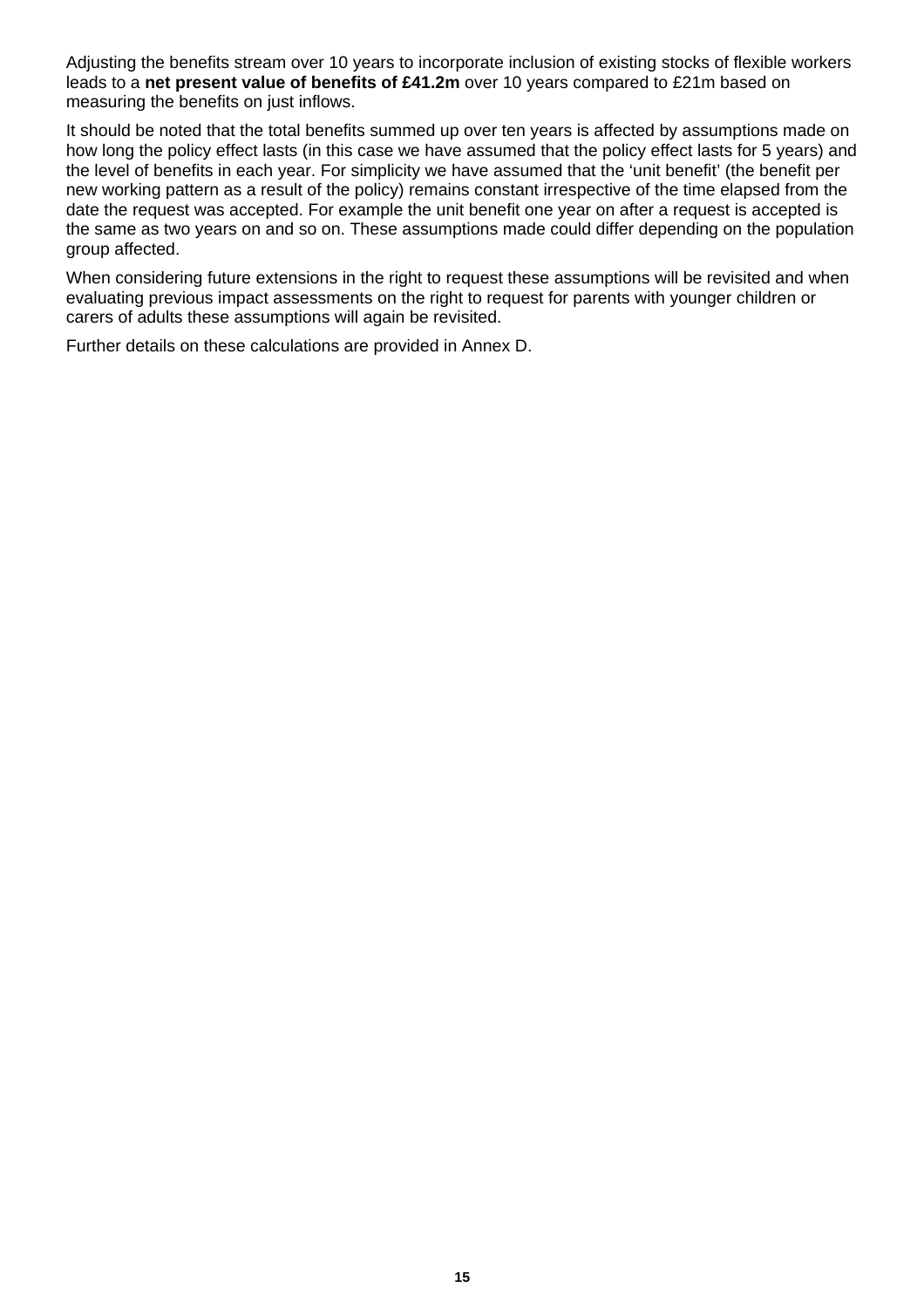Adjusting the benefits stream over 10 years to incorporate inclusion of existing stocks of flexible workers leads to a **net present value of benefits of £41.2m** over 10 years compared to £21m based on measuring the benefits on just inflows.

It should be noted that the total benefits summed up over ten years is affected by assumptions made on how long the policy effect lasts (in this case we have assumed that the policy effect lasts for 5 years) and the level of benefits in each year. For simplicity we have assumed that the 'unit benefit' (the benefit per new working pattern as a result of the policy) remains constant irrespective of the time elapsed from the date the request was accepted. For example the unit benefit one year on after a request is accepted is the same as two years on and so on. These assumptions made could differ depending on the population group affected.

When considering future extensions in the right to request these assumptions will be revisited and when evaluating previous impact assessments on the right to request for parents with younger children or carers of adults these assumptions will again be revisited.

Further details on these calculations are provided in Annex D.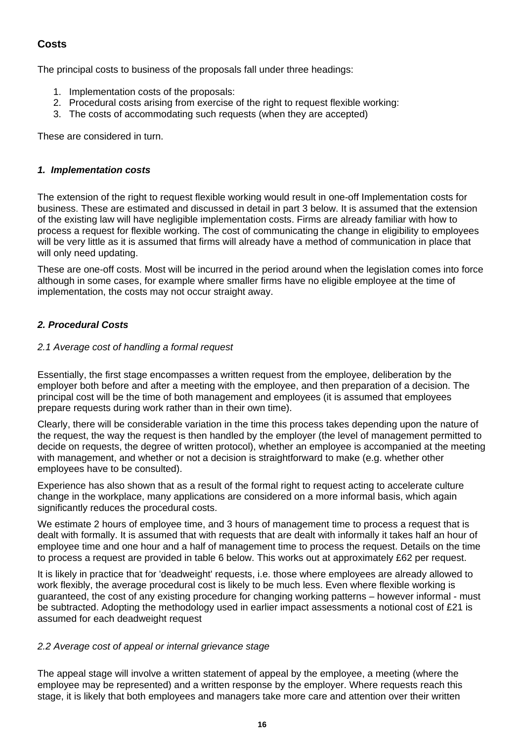### Costs

The principal costs to business of the proposals fall under three headings:

1. Implementation costs of the proposals:
2. Procedural costs arising from exercise of the right to request flexible working:
3. The costs of accommodating such requests (when they are accepted)

These are considered in turn.

#### *1. Implementation costs*

The extension of the right to request flexible working would result in one-off Implementation costs for business. These are estimated and discussed in detail in part 3 below. It is assumed that the extension of the existing law will have negligible implementation costs. Firms are already familiar with how to process a request for flexible working. The cost of communicating the change in eligibility to employees will be very little as it is assumed that firms will already have a method of communication in place that will only need updating.

These are one-off costs. Most will be incurred in the period around when the legislation comes into force although in some cases, for example where smaller firms have no eligible employee at the time of implementation, the costs may not occur straight away.

#### *2. Procedural Costs*

*2.1 Average cost of handling a formal request*

Essentially, the first stage encompasses a written request from the employee, deliberation by the employer both before and after a meeting with the employee, and then preparation of a decision. The principal cost will be the time of both management and employees (it is assumed that employees prepare requests during work rather than in their own time).

Clearly, there will be considerable variation in the time this process takes depending upon the nature of the request, the way the request is then handled by the employer (the level of management permitted to decide on requests, the degree of written protocol), whether an employee is accompanied at the meeting with management, and whether or not a decision is straightforward to make (e.g. whether other employees have to be consulted).

Experience has also shown that as a result of the formal right to request acting to accelerate culture change in the workplace, many applications are considered on a more informal basis, which again significantly reduces the procedural costs.

We estimate 2 hours of employee time, and 3 hours of management time to process a request that is dealt with formally. It is assumed that with requests that are dealt with informally it takes half an hour of employee time and one hour and a half of management time to process the request. Details on the time to process a request are provided in table 6 below. This works out at approximately £62 per request.

It is likely in practice that for 'deadweight' requests, i.e. those where employees are already allowed to work flexibly, the average procedural cost is likely to be much less. Even where flexible working is guaranteed, the cost of any existing procedure for changing working patterns – however informal - must be subtracted. Adopting the methodology used in earlier impact assessments a notional cost of £21 is assumed for each deadweight request

*2.2 Average cost of appeal or internal grievance stage*

The appeal stage will involve a written statement of appeal by the employee, a meeting (where the employee may be represented) and a written response by the employer. Where requests reach this stage, it is likely that both employees and managers take more care and attention over their written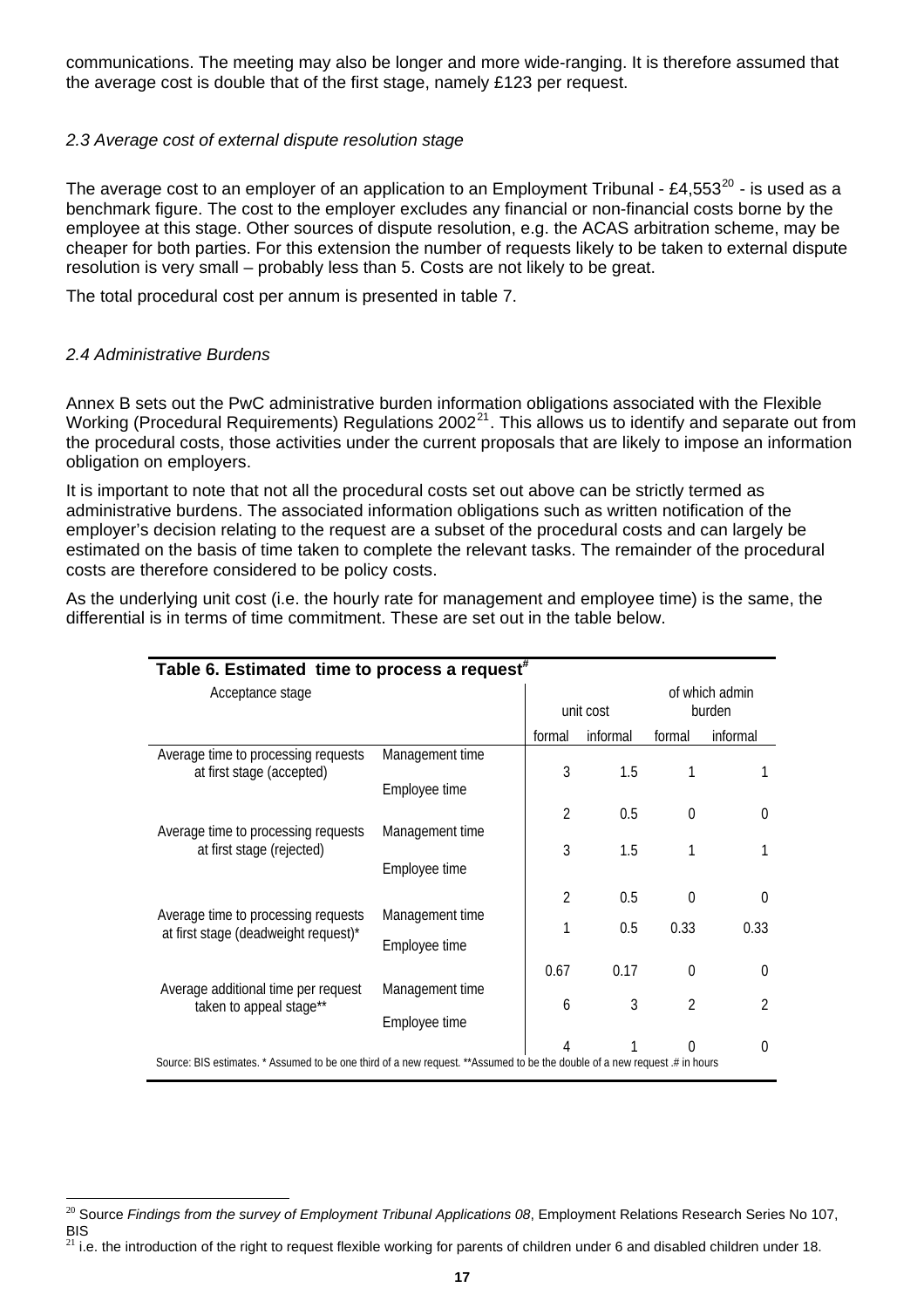communications. The meeting may also be longer and more wide-ranging. It is therefore assumed that the average cost is double that of the first stage, namely £123 per request.

### *2.3 Average cost of external dispute resolution stage*

The average cost to an employer of an application to an Employment Tribunal - £4,553[20] - is used as a benchmark figure. The cost to the employer excludes any financial or non-financial costs borne by the employee at this stage. Other sources of dispute resolution, e.g. the ACAS arbitration scheme, may be cheaper for both parties. For this extension the number of requests likely to be taken to external dispute resolution is very small – probably less than 5. Costs are not likely to be great.

The total procedural cost per annum is presented in table 7.

### *2.4 Administrative Burdens*

Annex B sets out the PwC administrative burden information obligations associated with the Flexible Working (Procedural Requirements) Regulations 2002[21]. This allows us to identify and separate out from the procedural costs, those activities under the current proposals that are likely to impose an information obligation on employers.

It is important to note that not all the procedural costs set out above can be strictly termed as administrative burdens. The associated information obligations such as written notification of the employer's decision relating to the request are a subset of the procedural costs and can largely be estimated on the basis of time taken to complete the relevant tasks. The remainder of the procedural costs are therefore considered to be policy costs.

As the underlying unit cost (i.e. the hourly rate for management and employee time) is the same, the differential is in terms of time commitment. These are set out in the table below.

**Table 6. Estimated time to process a request#**

| Acceptance stage | | unit cost | | of which admin burden | |
|---|---|---|---|---|---|
| | | formal | informal | formal | informal |
| Average time to processing requests at first stage (accepted) | Management time | 3 | 1.5 | 1 | 1 |
| | Employee time | 2 | 0.5 | 0 | 0 |
| Average time to processing requests at first stage (rejected) | Management time | 3 | 1.5 | 1 | 1 |
| | Employee time | 2 | 0.5 | 0 | 0 |
| Average time to processing requests at first stage (deadweight request)* | Management time | 1 | 0.5 | 0.33 | 0.33 |
| | Employee time | 0.67 | 0.17 | 0 | 0 |
| Average additional time per request taken to appeal stage** | Management time | 6 | 3 | 2 | 2 |
| | Employee time | 4 | 1 | 0 | 0 |

Source: BIS estimates. * Assumed to be one third of a new request. **Assumed to be the double of a new request .# in hours

[20] Source *Findings from the survey of Employment Tribunal Applications 08*, Employment Relations Research Series No 107, BIS

[21] i.e. the introduction of the right to request flexible working for parents of children under 6 and disabled children under 18.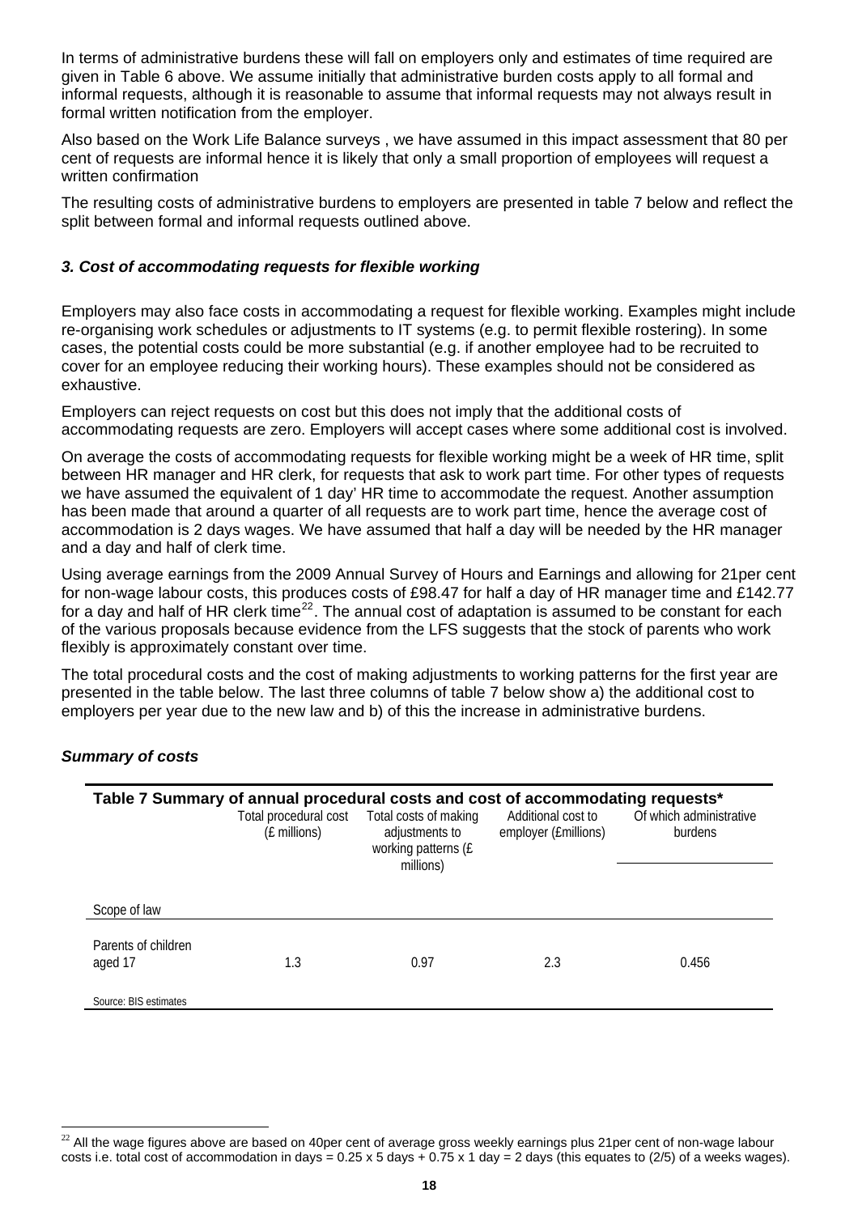In terms of administrative burdens these will fall on employers only and estimates of time required are given in Table 6 above. We assume initially that administrative burden costs apply to all formal and informal requests, although it is reasonable to assume that informal requests may not always result in formal written notification from the employer.

Also based on the Work Life Balance surveys , we have assumed in this impact assessment that 80 per cent of requests are informal hence it is likely that only a small proportion of employees will request a written confirmation

The resulting costs of administrative burdens to employers are presented in table 7 below and reflect the split between formal and informal requests outlined above.

### *3. Cost of accommodating requests for flexible working*

Employers may also face costs in accommodating a request for flexible working. Examples might include re-organising work schedules or adjustments to IT systems (e.g. to permit flexible rostering). In some cases, the potential costs could be more substantial (e.g. if another employee had to be recruited to cover for an employee reducing their working hours). These examples should not be considered as exhaustive.

Employers can reject requests on cost but this does not imply that the additional costs of accommodating requests are zero. Employers will accept cases where some additional cost is involved.

On average the costs of accommodating requests for flexible working might be a week of HR time, split between HR manager and HR clerk, for requests that ask to work part time. For other types of requests we have assumed the equivalent of 1 day' HR time to accommodate the request. Another assumption has been made that around a quarter of all requests are to work part time, hence the average cost of accommodation is 2 days wages. We have assumed that half a day will be needed by the HR manager and a day and half of clerk time.

Using average earnings from the 2009 Annual Survey of Hours and Earnings and allowing for 21per cent for non-wage labour costs, this produces costs of £98.47 for half a day of HR manager time and £142.77 for a day and half of HR clerk time[22]. The annual cost of adaptation is assumed to be constant for each of the various proposals because evidence from the LFS suggests that the stock of parents who work flexibly is approximately constant over time.

The total procedural costs and the cost of making adjustments to working patterns for the first year are presented in the table below. The last three columns of table 7 below show a) the additional cost to employers per year due to the new law and b) of this the increase in administrative burdens.

### *Summary of costs*

**Table 7 Summary of annual procedural costs and cost of accommodating requests\***

| Scope of law | Total procedural cost (£ millions) | Total costs of making adjustments to working patterns (£ millions) | Additional cost to employer (£millions) | Of which administrative burdens |
|---|---|---|---|---|
| Parents of children aged 17 | 1.3 | 0.97 | 2.3 | 0.456 |

Source: BIS estimates

[22] All the wage figures above are based on 40per cent of average gross weekly earnings plus 21per cent of non-wage labour costs i.e. total cost of accommodation in days = 0.25 x 5 days + 0.75 x 1 day = 2 days (this equates to (2/5) of a weeks wages).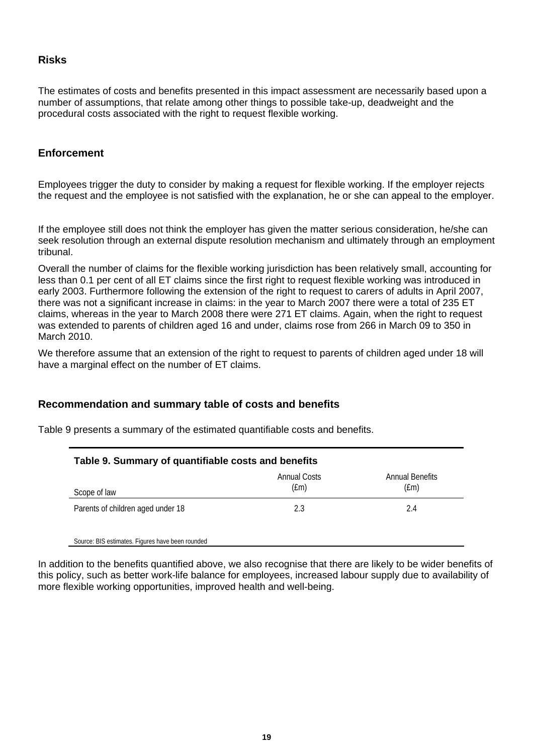## Risks

The estimates of costs and benefits presented in this impact assessment are necessarily based upon a number of assumptions, that relate among other things to possible take-up, deadweight and the procedural costs associated with the right to request flexible working.

## Enforcement

Employees trigger the duty to consider by making a request for flexible working. If the employer rejects the request and the employee is not satisfied with the explanation, he or she can appeal to the employer.

If the employee still does not think the employer has given the matter serious consideration, he/she can seek resolution through an external dispute resolution mechanism and ultimately through an employment tribunal.

Overall the number of claims for the flexible working jurisdiction has been relatively small, accounting for less than 0.1 per cent of all ET claims since the first right to request flexible working was introduced in early 2003. Furthermore following the extension of the right to request to carers of adults in April 2007, there was not a significant increase in claims: in the year to March 2007 there were a total of 235 ET claims, whereas in the year to March 2008 there were 271 ET claims. Again, when the right to request was extended to parents of children aged 16 and under, claims rose from 266 in March 09 to 350 in March 2010.

We therefore assume that an extension of the right to request to parents of children aged under 18 will have a marginal effect on the number of ET claims.

## Recommendation and summary table of costs and benefits

Table 9 presents a summary of the estimated quantifiable costs and benefits.

**Table 9. Summary of quantifiable costs and benefits**

| Scope of law | Annual Costs (£m) | Annual Benefits (£m) |
|---|---|---|
| Parents of children aged under 18 | 2.3 | 2.4 |

Source: BIS estimates. Figures have been rounded

In addition to the benefits quantified above, we also recognise that there are likely to be wider benefits of this policy, such as better work-life balance for employees, increased labour supply due to availability of more flexible working opportunities, improved health and well-being.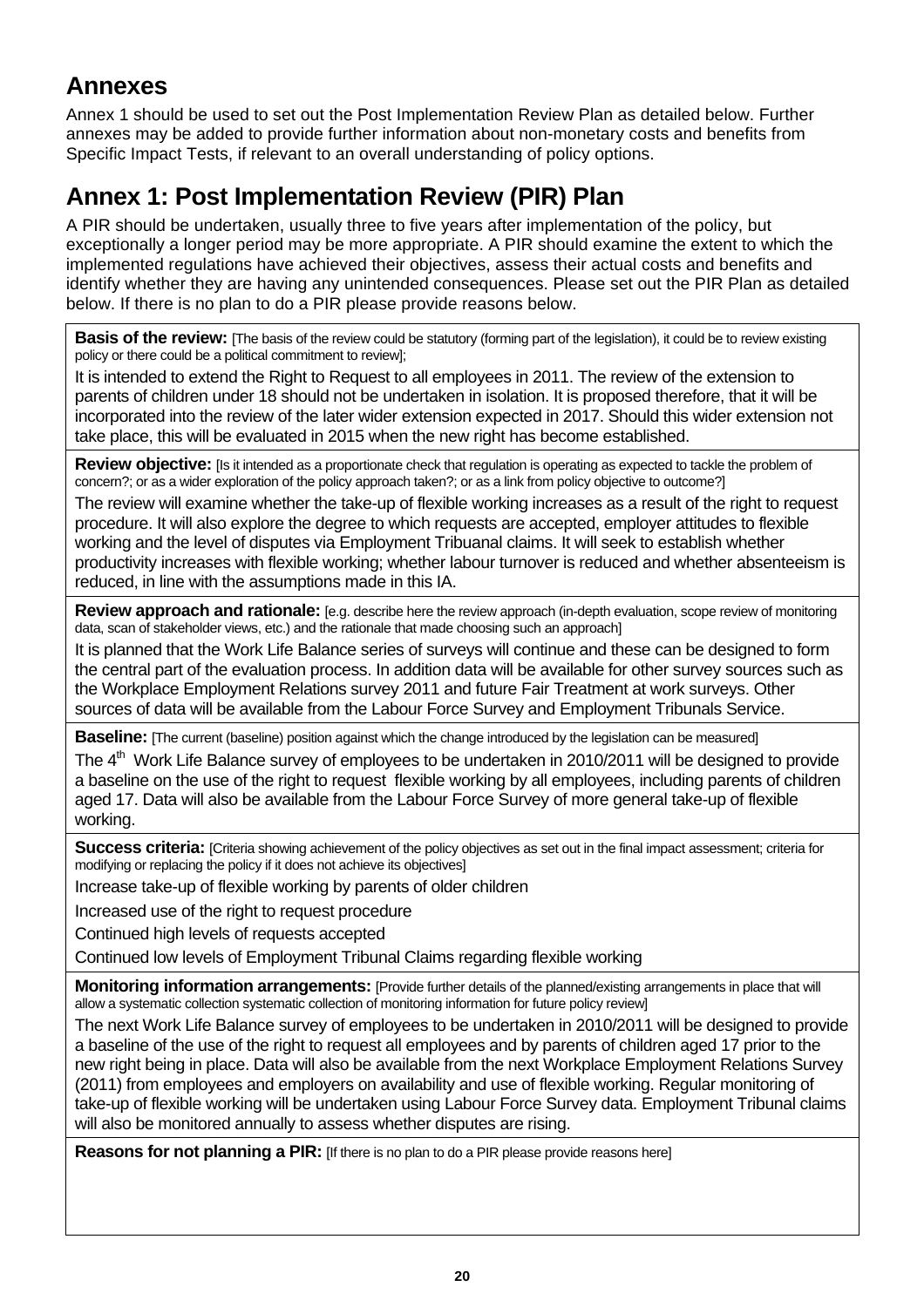## Annexes

Annex 1 should be used to set out the Post Implementation Review Plan as detailed below. Further annexes may be added to provide further information about non-monetary costs and benefits from Specific Impact Tests, if relevant to an overall understanding of policy options.

## Annex 1: Post Implementation Review (PIR) Plan

A PIR should be undertaken, usually three to five years after implementation of the policy, but exceptionally a longer period may be more appropriate. A PIR should examine the extent to which the implemented regulations have achieved their objectives, assess their actual costs and benefits and identify whether they are having any unintended consequences. Please set out the PIR Plan as detailed below. If there is no plan to do a PIR please provide reasons below.

**Basis of the review:** [The basis of the review could be statutory (forming part of the legislation), it could be to review existing policy or there could be a political commitment to review];

It is intended to extend the Right to Request to all employees in 2011. The review of the extension to parents of children under 18 should not be undertaken in isolation. It is proposed therefore, that it will be incorporated into the review of the later wider extension expected in 2017. Should this wider extension not take place, this will be evaluated in 2015 when the new right has become established.

**Review objective:** [Is it intended as a proportionate check that regulation is operating as expected to tackle the problem of concern?; or as a wider exploration of the policy approach taken?; or as a link from policy objective to outcome?]

The review will examine whether the take-up of flexible working increases as a result of the right to request procedure. It will also explore the degree to which requests are accepted, employer attitudes to flexible working and the level of disputes via Employment Tribuanal claims. It will seek to establish whether productivity increases with flexible working; whether labour turnover is reduced and whether absenteeism is reduced, in line with the assumptions made in this IA.

**Review approach and rationale:** [e.g. describe here the review approach (in-depth evaluation, scope review of monitoring data, scan of stakeholder views, etc.) and the rationale that made choosing such an approach]

It is planned that the Work Life Balance series of surveys will continue and these can be designed to form the central part of the evaluation process. In addition data will be available for other survey sources such as the Workplace Employment Relations survey 2011 and future Fair Treatment at work surveys. Other sources of data will be available from the Labour Force Survey and Employment Tribunals Service.

**Baseline:** [The current (baseline) position against which the change introduced by the legislation can be measured]

The 4th Work Life Balance survey of employees to be undertaken in 2010/2011 will be designed to provide a baseline on the use of the right to request flexible working by all employees, including parents of children aged 17. Data will also be available from the Labour Force Survey of more general take-up of flexible working.

**Success criteria:** [Criteria showing achievement of the policy objectives as set out in the final impact assessment; criteria for modifying or replacing the policy if it does not achieve its objectives]

Increase take-up of flexible working by parents of older children

Increased use of the right to request procedure

Continued high levels of requests accepted

Continued low levels of Employment Tribunal Claims regarding flexible working

**Monitoring information arrangements:** [Provide further details of the planned/existing arrangements in place that will allow a systematic collection systematic collection of monitoring information for future policy review]

The next Work Life Balance survey of employees to be undertaken in 2010/2011 will be designed to provide a baseline of the use of the right to request all employees and by parents of children aged 17 prior to the new right being in place. Data will also be available from the next Workplace Employment Relations Survey (2011) from employees and employers on availability and use of flexible working. Regular monitoring of take-up of flexible working will be undertaken using Labour Force Survey data. Employment Tribunal claims will also be monitored annually to assess whether disputes are rising.

**Reasons for not planning a PIR:** [If there is no plan to do a PIR please provide reasons here]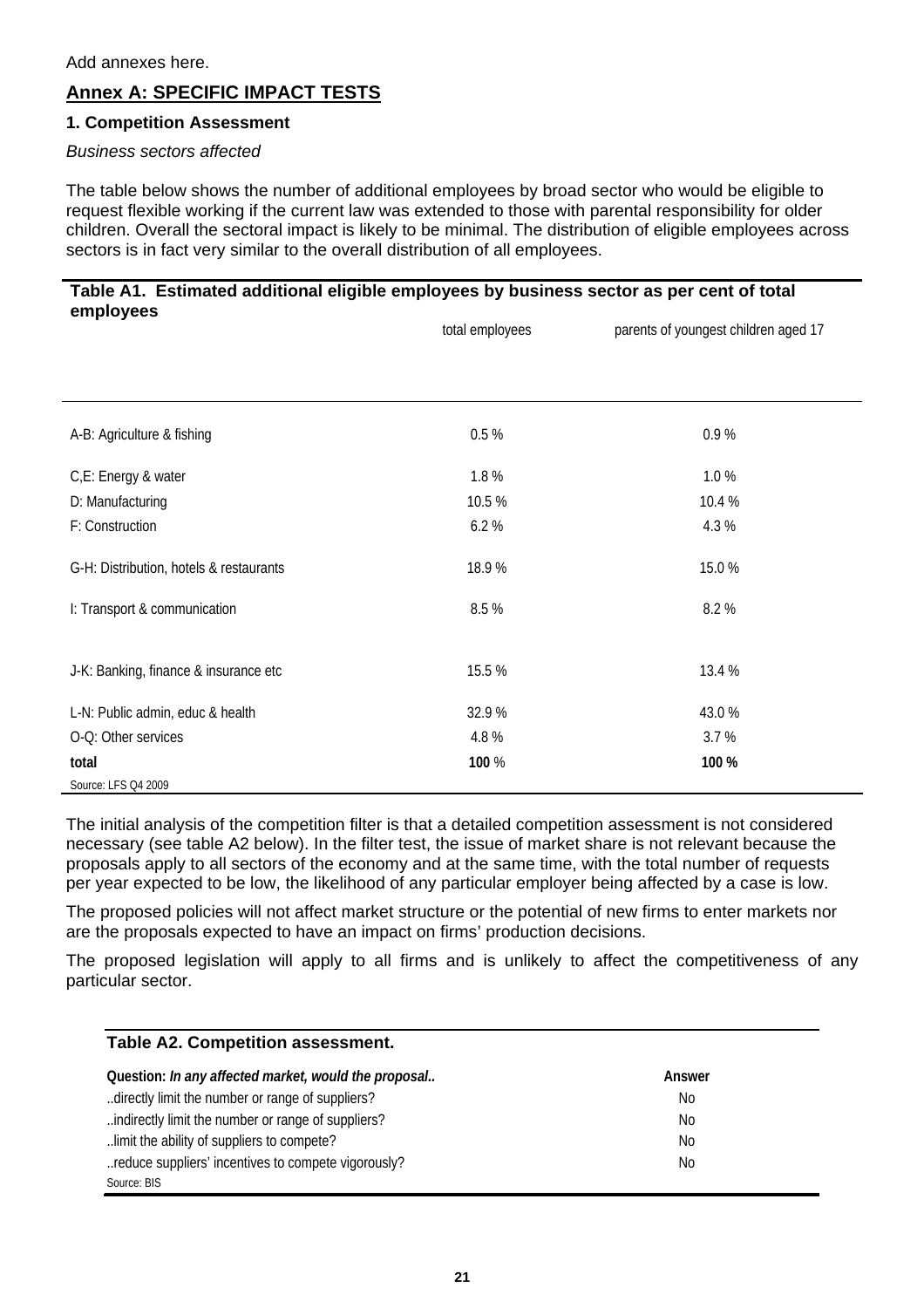Add annexes here.

## Annex A: SPECIFIC IMPACT TESTS

### 1. Competition Assessment

*Business sectors affected*

The table below shows the number of additional employees by broad sector who would be eligible to request flexible working if the current law was extended to those with parental responsibility for older children. Overall the sectoral impact is likely to be minimal. The distribution of eligible employees across sectors is in fact very similar to the overall distribution of all employees.

**Table A1. Estimated additional eligible employees by business sector as per cent of total employees**

| | total employees | parents of youngest children aged 17 |
|---|---|---|
| A-B: Agriculture & fishing | 0.5 % | 0.9 % |
| C,E: Energy & water | 1.8 % | 1.0 % |
| D: Manufacturing | 10.5 % | 10.4 % |
| F: Construction | 6.2 % | 4.3 % |
| G-H: Distribution, hotels & restaurants | 18.9 % | 15.0 % |
| I: Transport & communication | 8.5 % | 8.2 % |
| J-K: Banking, finance & insurance etc | 15.5 % | 13.4 % |
| L-N: Public admin, educ & health | 32.9 % | 43.0 % |
| O-Q: Other services | 4.8 % | 3.7 % |
| **total** | **100** % | **100 %** |

Source: LFS Q4 2009

The initial analysis of the competition filter is that a detailed competition assessment is not considered necessary (see table A2 below). In the filter test, the issue of market share is not relevant because the proposals apply to all sectors of the economy and at the same time, with the total number of requests per year expected to be low, the likelihood of any particular employer being affected by a case is low.

The proposed policies will not affect market structure or the potential of new firms to enter markets nor are the proposals expected to have an impact on firms' production decisions.

The proposed legislation will apply to all firms and is unlikely to affect the competitiveness of any particular sector.

**Table A2. Competition assessment.**

| Question: *In any affected market, would the proposal..* | Answer |
|---|---|
| ..directly limit the number or range of suppliers? | No |
| ..indirectly limit the number or range of suppliers? | No |
| ..limit the ability of suppliers to compete? | No |
| ..reduce suppliers' incentives to compete vigorously? | No |

Source: BIS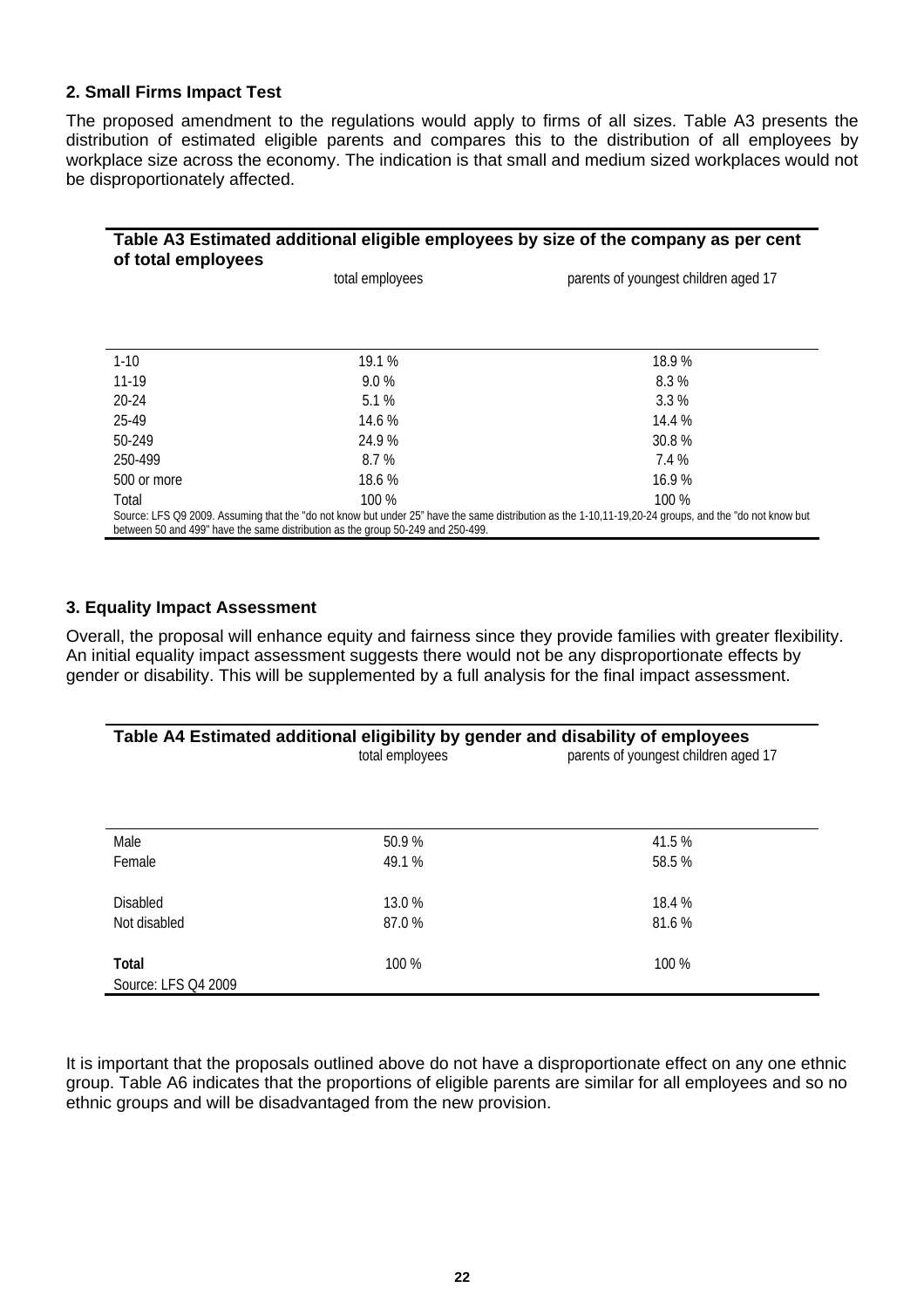### 2. Small Firms Impact Test

The proposed amendment to the regulations would apply to firms of all sizes. Table A3 presents the distribution of estimated eligible parents and compares this to the distribution of all employees by workplace size across the economy. The indication is that small and medium sized workplaces would not be disproportionately affected.

**Table A3 Estimated additional eligible employees by size of the company as per cent of total employees**

| | total employees | parents of youngest children aged 17 |
|---|---|---|
| 1-10 | 19.1 % | 18.9 % |
| 11-19 | 9.0 % | 8.3 % |
| 20-24 | 5.1 % | 3.3 % |
| 25-49 | 14.6 % | 14.4 % |
| 50-249 | 24.9 % | 30.8 % |
| 250-499 | 8.7 % | 7.4 % |
| 500 or more | 18.6 % | 16.9 % |
| Total | 100 % | 100 % |

Source: LFS Q9 2009. Assuming that the "do not know but under 25" have the same distribution as the 1-10,11-19,20-24 groups, and the "do not know but between 50 and 499" have the same distribution as the group 50-249 and 250-499.

### 3. Equality Impact Assessment

Overall, the proposal will enhance equity and fairness since they provide families with greater flexibility. An initial equality impact assessment suggests there would not be any disproportionate effects by gender or disability. This will be supplemented by a full analysis for the final impact assessment.

**Table A4 Estimated additional eligibility by gender and disability of employees**

| | total employees | parents of youngest children aged 17 |
|---|---|---|
| Male | 50.9 % | 41.5 % |
| Female | 49.1 % | 58.5 % |
| Disabled | 13.0 % | 18.4 % |
| Not disabled | 87.0 % | 81.6 % |
| **Total** | 100 % | 100 % |

Source: LFS Q4 2009

It is important that the proposals outlined above do not have a disproportionate effect on any one ethnic group. Table A6 indicates that the proportions of eligible parents are similar for all employees and so no ethnic groups and will be disadvantaged from the new provision.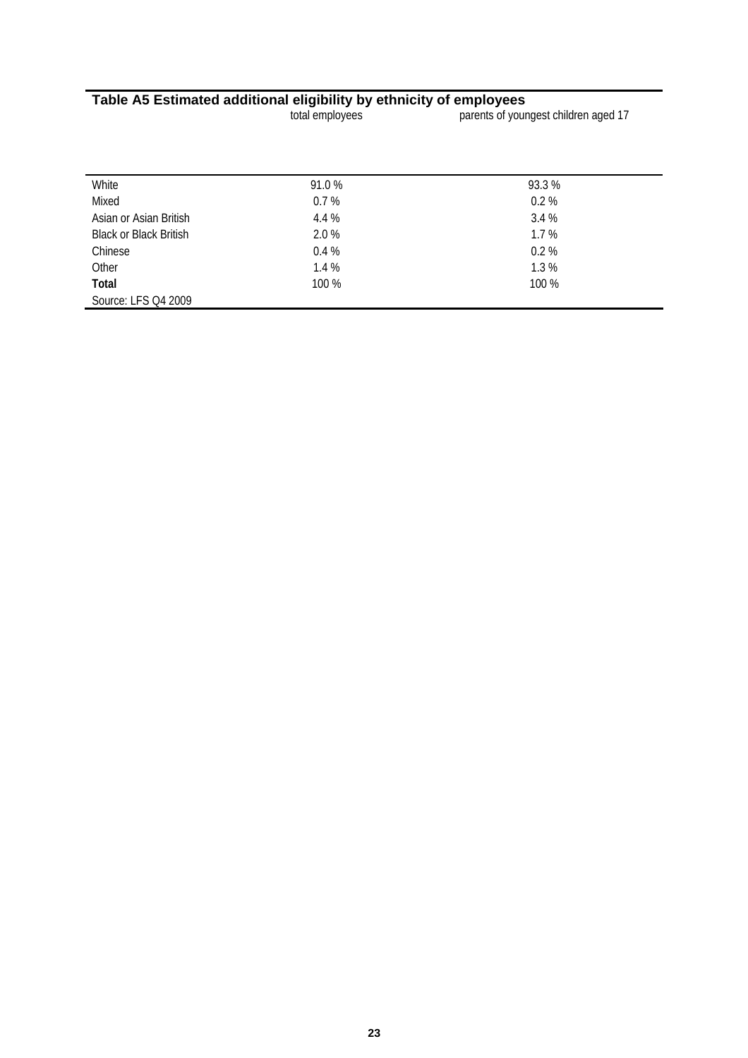**Table A5 Estimated additional eligibility by ethnicity of employees**

| | total employees | parents of youngest children aged 17 |
|---|---|---|
| White | 91.0 % | 93.3 % |
| Mixed | 0.7 % | 0.2 % |
| Asian or Asian British | 4.4 % | 3.4 % |
| Black or Black British | 2.0 % | 1.7 % |
| Chinese | 0.4 % | 0.2 % |
| Other | 1.4 % | 1.3 % |
| **Total** | 100 % | 100 % |

Source: LFS Q4 2009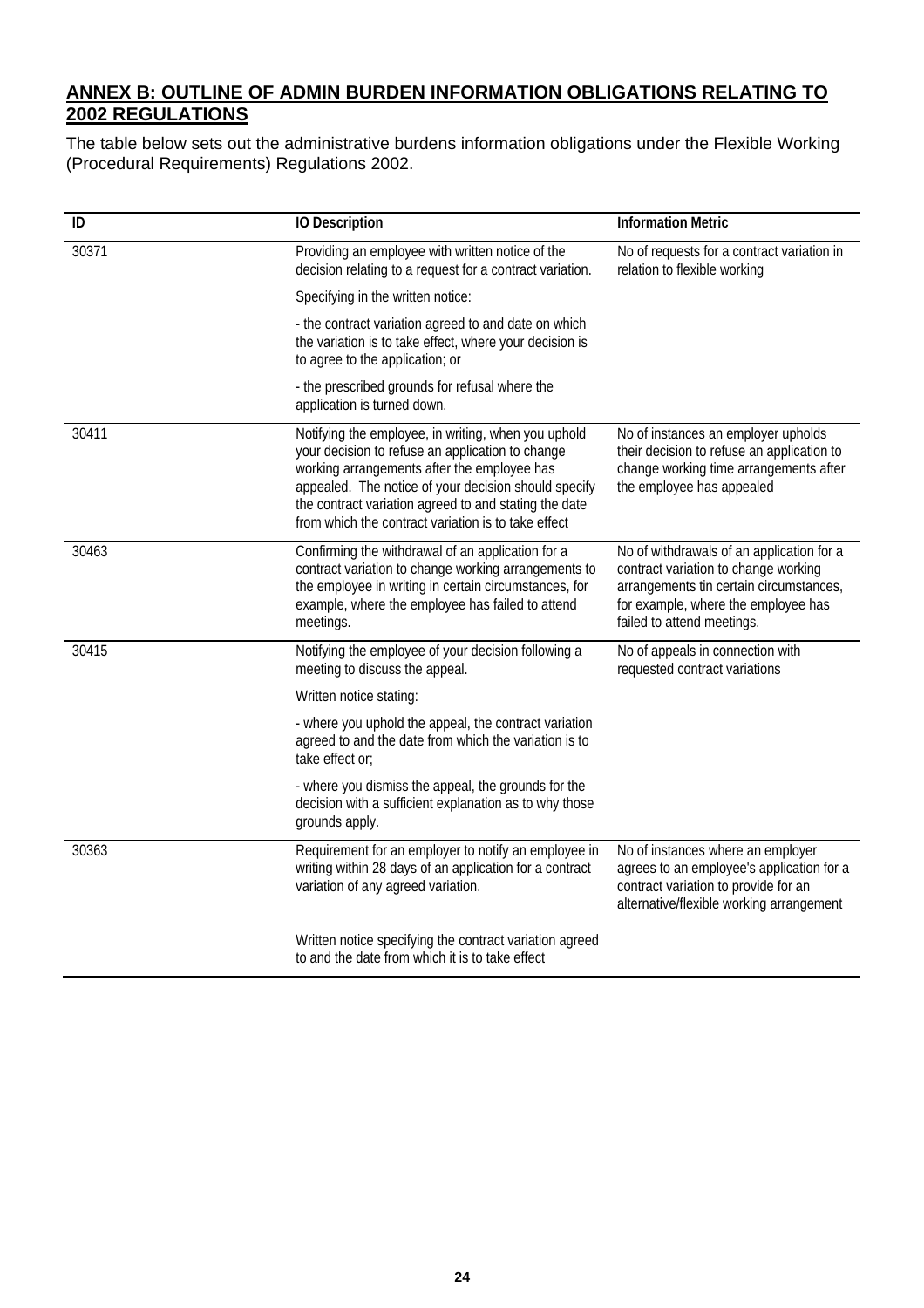## ANNEX B: OUTLINE OF ADMIN BURDEN INFORMATION OBLIGATIONS RELATING TO 2002 REGULATIONS

The table below sets out the administrative burdens information obligations under the Flexible Working (Procedural Requirements) Regulations 2002.

| ID | IO Description | Information Metric |
|---|---|---|
| 30371 | Providing an employee with written notice of the decision relating to a request for a contract variation.<br><br>Specifying in the written notice:<br><br>- the contract variation agreed to and date on which the variation is to take effect, where your decision is to agree to the application; or<br><br>- the prescribed grounds for refusal where the application is turned down. | No of requests for a contract variation in relation to flexible working |
| 30411 | Notifying the employee, in writing, when you uphold your decision to refuse an application to change working arrangements after the employee has appealed. The notice of your decision should specify the contract variation agreed to and stating the date from which the contract variation is to take effect | No of instances an employer upholds their decision to refuse an application to change working time arrangements after the employee has appealed |
| 30463 | Confirming the withdrawal of an application for a contract variation to change working arrangements to the employee in writing in certain circumstances, for example, where the employee has failed to attend meetings. | No of withdrawals of an application for a contract variation to change working arrangements tin certain circumstances, for example, where the employee has failed to attend meetings. |
| 30415 | Notifying the employee of your decision following a meeting to discuss the appeal.<br><br>Written notice stating:<br><br>- where you uphold the appeal, the contract variation agreed to and the date from which the variation is to take effect or;<br><br>- where you dismiss the appeal, the grounds for the decision with a sufficient explanation as to why those grounds apply. | No of appeals in connection with requested contract variations |
| 30363 | Requirement for an employer to notify an employee in writing within 28 days of an application for a contract variation of any agreed variation.<br><br>Written notice specifying the contract variation agreed to and the date from which it is to take effect | No of instances where an employer agrees to an employee's application for a contract variation to provide for an alternative/flexible working arrangement |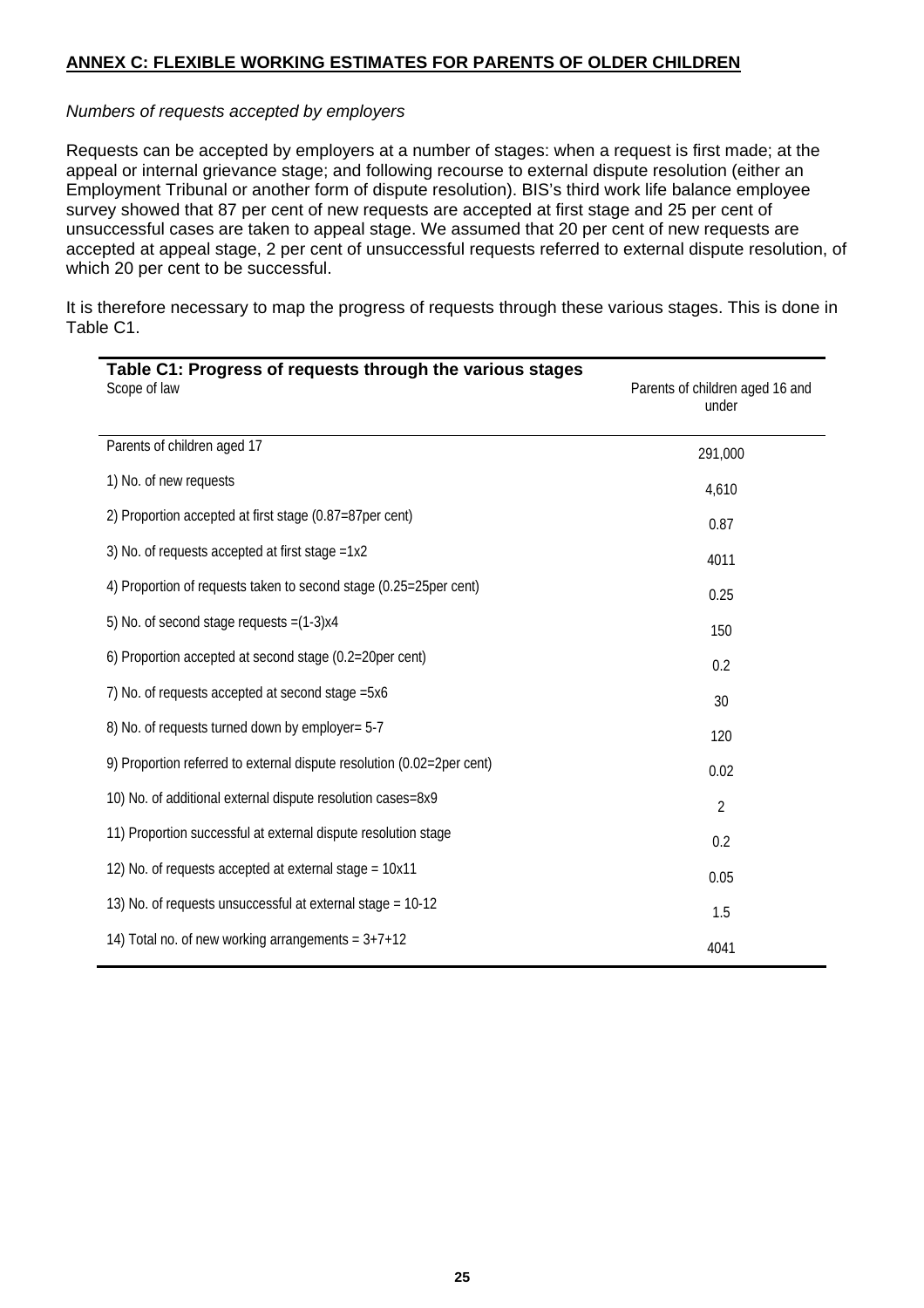## ANNEX C: FLEXIBLE WORKING ESTIMATES FOR PARENTS OF OLDER CHILDREN

*Numbers of requests accepted by employers*

Requests can be accepted by employers at a number of stages: when a request is first made; at the appeal or internal grievance stage; and following recourse to external dispute resolution (either an Employment Tribunal or another form of dispute resolution). BIS's third work life balance employee survey showed that 87 per cent of new requests are accepted at first stage and 25 per cent of unsuccessful cases are taken to appeal stage. We assumed that 20 per cent of new requests are accepted at appeal stage, 2 per cent of unsuccessful requests referred to external dispute resolution, of which 20 per cent to be successful.

It is therefore necessary to map the progress of requests through these various stages. This is done in Table C1.

**Table C1: Progress of requests through the various stages**

| Scope of law | Parents of children aged 16 and under |
|---|---|
| Parents of children aged 17 | 291,000 |
| 1) No. of new requests | 4,610 |
| 2) Proportion accepted at first stage (0.87=87per cent) | 0.87 |
| 3) No. of requests accepted at first stage =1x2 | 4011 |
| 4) Proportion of requests taken to second stage (0.25=25per cent) | 0.25 |
| 5) No. of second stage requests =(1-3)x4 | 150 |
| 6) Proportion accepted at second stage (0.2=20per cent) | 0.2 |
| 7) No. of requests accepted at second stage =5x6 | 30 |
| 8) No. of requests turned down by employer= 5-7 | 120 |
| 9) Proportion referred to external dispute resolution (0.02=2per cent) | 0.02 |
| 10) No. of additional external dispute resolution cases=8x9 | 2 |
| 11) Proportion successful at external dispute resolution stage | 0.2 |
| 12) No. of requests accepted at external stage = 10x11 | 0.05 |
| 13) No. of requests unsuccessful at external stage = 10-12 | 1.5 |
| 14) Total no. of new working arrangements = 3+7+12 | 4041 |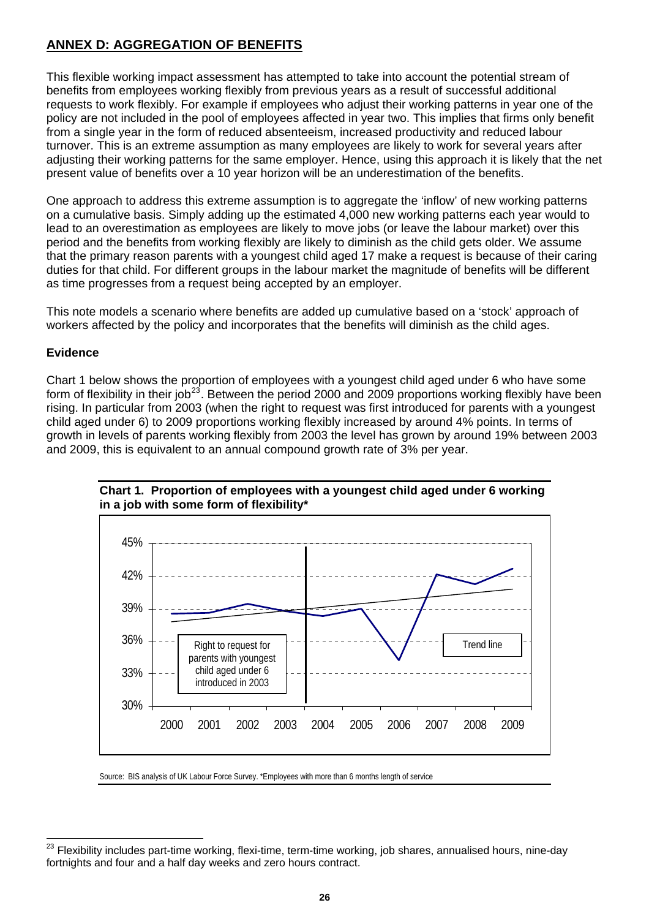## ANNEX D: AGGREGATION OF BENEFITS

This flexible working impact assessment has attempted to take into account the potential stream of benefits from employees working flexibly from previous years as a result of successful additional requests to work flexibly. For example if employees who adjust their working patterns in year one of the policy are not included in the pool of employees affected in year two. This implies that firms only benefit from a single year in the form of reduced absenteeism, increased productivity and reduced labour turnover. This is an extreme assumption as many employees are likely to work for several years after adjusting their working patterns for the same employer. Hence, using this approach it is likely that the net present value of benefits over a 10 year horizon will be an underestimation of the benefits.

One approach to address this extreme assumption is to aggregate the 'inflow' of new working patterns on a cumulative basis. Simply adding up the estimated 4,000 new working patterns each year would to lead to an overestimation as employees are likely to move jobs (or leave the labour market) over this period and the benefits from working flexibly are likely to diminish as the child gets older. We assume that the primary reason parents with a youngest child aged 17 make a request is because of their caring duties for that child. For different groups in the labour market the magnitude of benefits will be different as time progresses from a request being accepted by an employer.

This note models a scenario where benefits are added up cumulative based on a 'stock' approach of workers affected by the policy and incorporates that the benefits will diminish as the child ages.

### Evidence

Chart 1 below shows the proportion of employees with a youngest child aged under 6 who have some form of flexibility in their job[23]. Between the period 2000 and 2009 proportions working flexibly have been rising. In particular from 2003 (when the right to request was first introduced for parents with a youngest child aged under 6) to 2009 proportions working flexibly increased by around 4% points. In terms of growth in levels of parents working flexibly from 2003 the level has grown by around 19% between 2003 and 2009, this is equivalent to an annual compound growth rate of 3% per year.

**Chart 1. Proportion of employees with a youngest child aged under 6 working in a job with some form of flexibility***

Right to request for parents with youngest child aged under 6 introduced in 2003

Trend line

Source: BIS analysis of UK Labour Force Survey. *Employees with more than 6 months length of service

[23] Flexibility includes part-time working, flexi-time, term-time working, job shares, annualised hours, nine-day fortnights and four and a half day weeks and zero hours contract.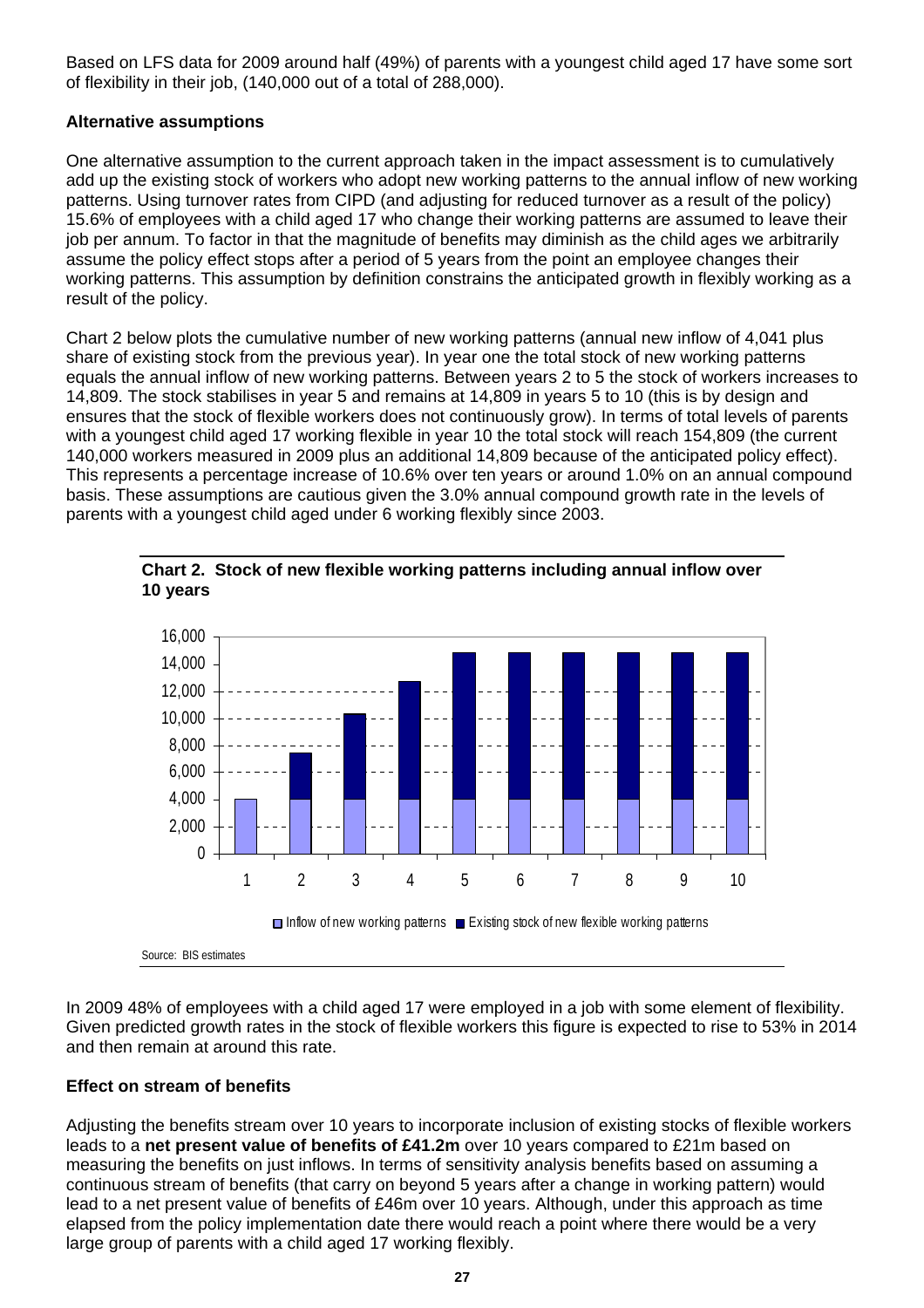Based on LFS data for 2009 around half (49%) of parents with a youngest child aged 17 have some sort of flexibility in their job, (140,000 out of a total of 288,000).

**Alternative assumptions**

One alternative assumption to the current approach taken in the impact assessment is to cumulatively add up the existing stock of workers who adopt new working patterns to the annual inflow of new working patterns. Using turnover rates from CIPD (and adjusting for reduced turnover as a result of the policy) 15.6% of employees with a child aged 17 who change their working patterns are assumed to leave their job per annum. To factor in that the magnitude of benefits may diminish as the child ages we arbitrarily assume the policy effect stops after a period of 5 years from the point an employee changes their working patterns. This assumption by definition constrains the anticipated growth in flexibly working as a result of the policy.

Chart 2 below plots the cumulative number of new working patterns (annual new inflow of 4,041 plus share of existing stock from the previous year). In year one the total stock of new working patterns equals the annual inflow of new working patterns. Between years 2 to 5 the stock of workers increases to 14,809. The stock stabilises in year 5 and remains at 14,809 in years 5 to 10 (this is by design and ensures that the stock of flexible workers does not continuously grow). In terms of total levels of parents with a youngest child aged 17 working flexible in year 10 the total stock will reach 154,809 (the current 140,000 workers measured in 2009 plus an additional 14,809 because of the anticipated policy effect). This represents a percentage increase of 10.6% over ten years or around 1.0% on an annual compound basis. These assumptions are cautious given the 3.0% annual compound growth rate in the levels of parents with a youngest child aged under 6 working flexibly since 2003.

**Chart 2. Stock of new flexible working patterns including annual inflow over 10 years**

Source: BIS estimates

In 2009 48% of employees with a child aged 17 were employed in a job with some element of flexibility. Given predicted growth rates in the stock of flexible workers this figure is expected to rise to 53% in 2014 and then remain at around this rate.

**Effect on stream of benefits**

Adjusting the benefits stream over 10 years to incorporate inclusion of existing stocks of flexible workers leads to a **net present value of benefits of £41.2m** over 10 years compared to £21m based on measuring the benefits on just inflows. In terms of sensitivity analysis benefits based on assuming a continuous stream of benefits (that carry on beyond 5 years after a change in working pattern) would lead to a net present value of benefits of £46m over 10 years. Although, under this approach as time elapsed from the policy implementation date there would reach a point where there would be a very large group of parents with a child aged 17 working flexibly.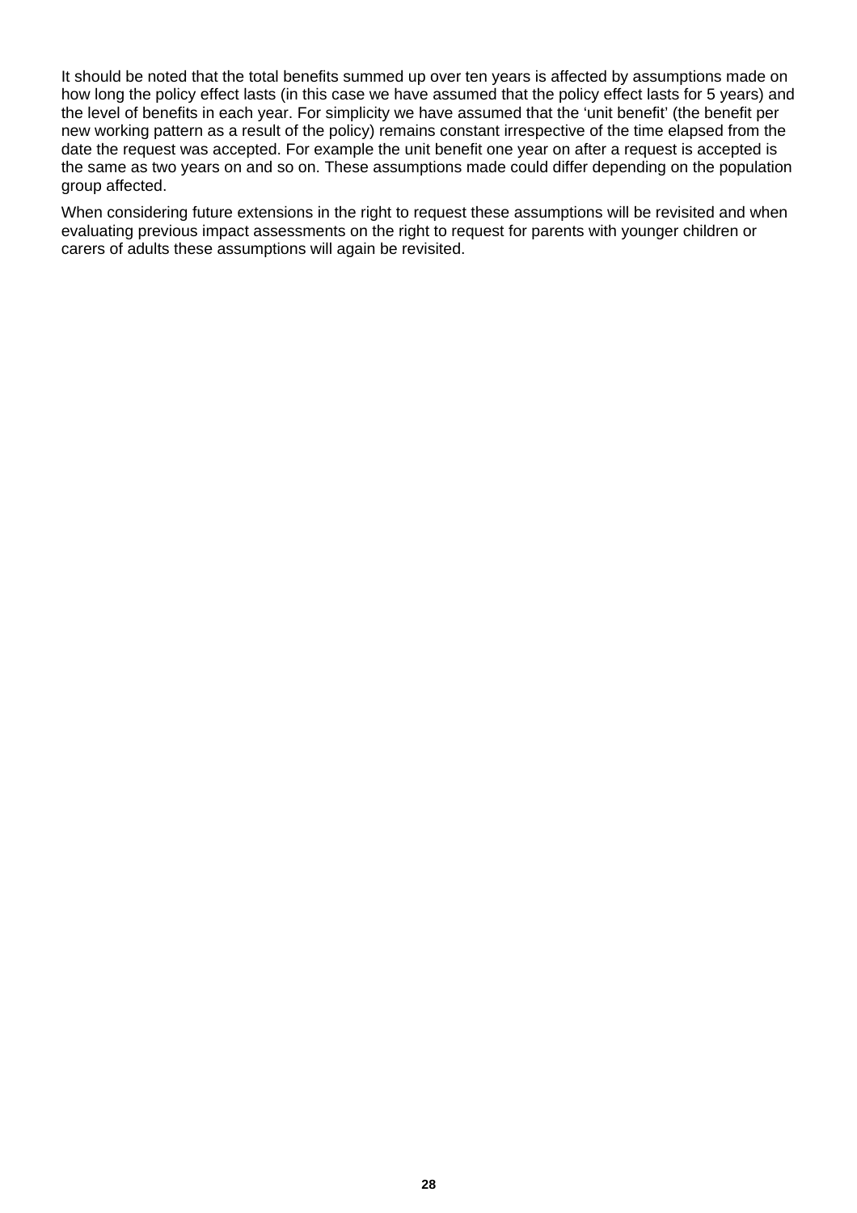It should be noted that the total benefits summed up over ten years is affected by assumptions made on how long the policy effect lasts (in this case we have assumed that the policy effect lasts for 5 years) and the level of benefits in each year. For simplicity we have assumed that the 'unit benefit' (the benefit per new working pattern as a result of the policy) remains constant irrespective of the time elapsed from the date the request was accepted. For example the unit benefit one year on after a request is accepted is the same as two years on and so on. These assumptions made could differ depending on the population group affected.

When considering future extensions in the right to request these assumptions will be revisited and when evaluating previous impact assessments on the right to request for parents with younger children or carers of adults these assumptions will again be revisited.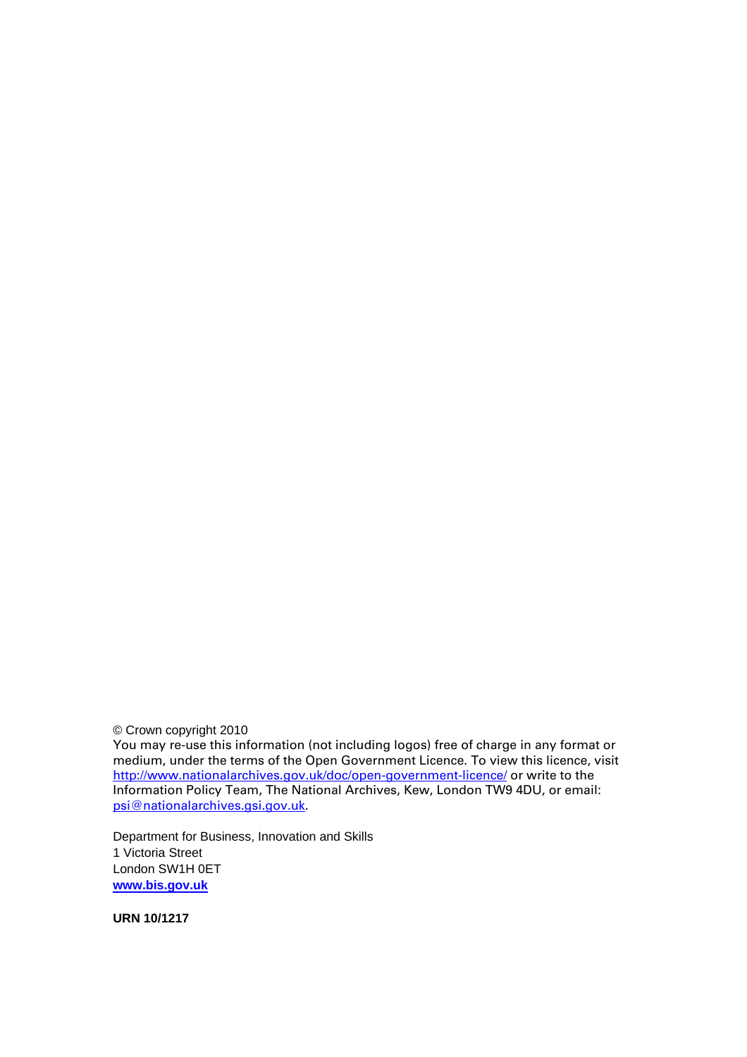© Crown copyright 2010

You may re-use this information (not including logos) free of charge in any format or medium, under the terms of the Open Government Licence. To view this licence, visit http://www.nationalarchives.gov.uk/doc/open-government-licence/ or write to the Information Policy Team, The National Archives, Kew, London TW9 4DU, or email: psi@nationalarchives.gsi.gov.uk.

Department for Business, Innovation and Skills
1 Victoria Street
London SW1H 0ET
**www.bis.gov.uk**

**URN 10/1217**